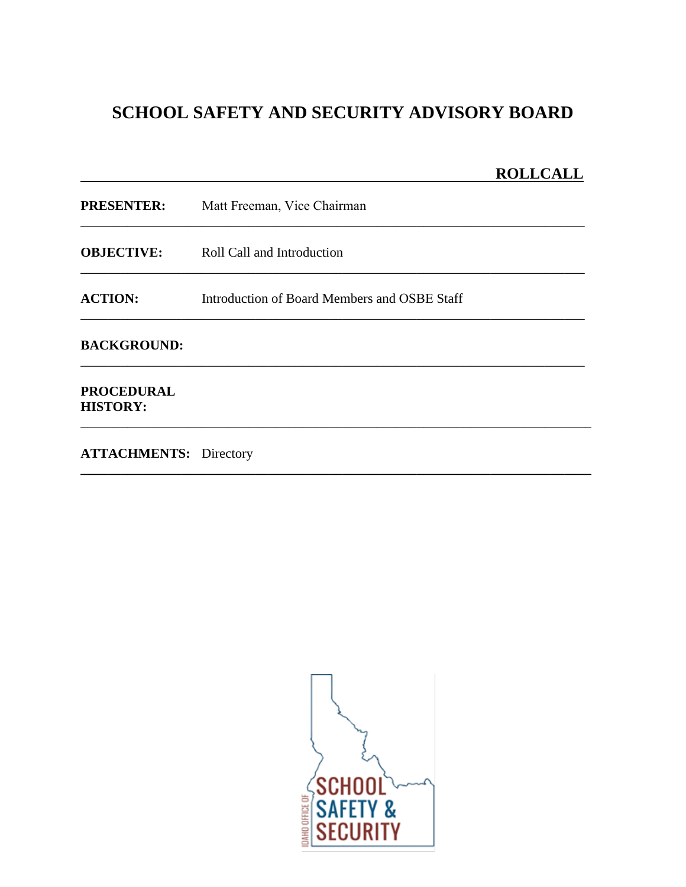# SCHOOL SAFETY AND SECURITY ADVISORY BOARD

**ROLLCALL**

**PRESENTER:** Matt Freeman, Vice Chairman

**OBJECTIVE:** Roll Call and Introduction

**ACTION:** Introduction of Board Members and OSBE Staff

**BACKGROUND:**

**PROCEDURAL HISTORY:**

**ATTACHMENTS:** Directory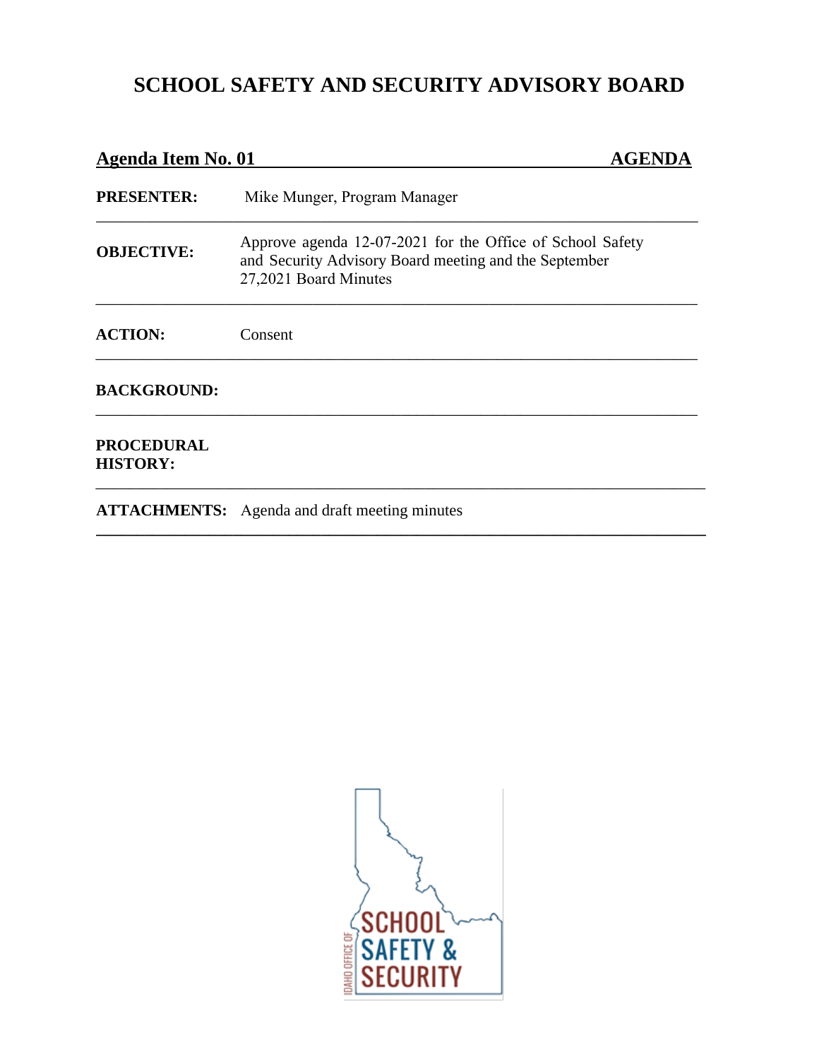# SCHOOL SAFETY AND SECURITY ADVISORY BOARD

**Agenda Item No. 01** **AGENDA**

| | |
|---|---|
| **PRESENTER:** | Mike Munger, Program Manager |
| **OBJECTIVE:** | Approve agenda 12-07-2021 for the Office of School Safety and Security Advisory Board meeting and the September 27,2021 Board Minutes |
| **ACTION:** | Consent |
| **BACKGROUND:** | |
| **PROCEDURAL HISTORY:** | |
| **ATTACHMENTS:** | Agenda and draft meeting minutes |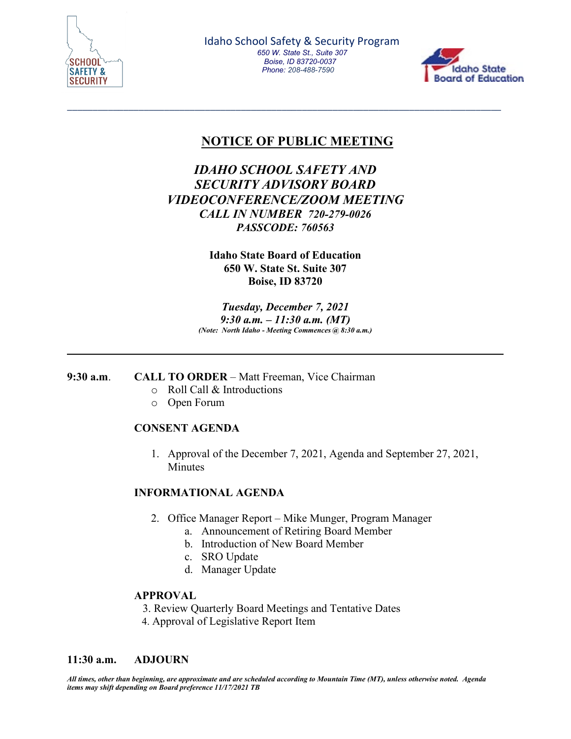Idaho School Safety & Security Program
*650 W. State St., Suite 307*
*Boise, ID 83720-0037*
*Phone: 208-488-7590*

---

# NOTICE OF PUBLIC MEETING

## *IDAHO SCHOOL SAFETY AND SECURITY ADVISORY BOARD VIDEOCONFERENCE/ZOOM MEETING*

***CALL IN NUMBER 720-279-0026***
***PASSCODE: 760563***

**Idaho State Board of Education**
**650 W. State St. Suite 307**
**Boise, ID 83720**

***Tuesday, December 7, 2021***
***9:30 a.m. – 11:30 a.m. (MT)***
***(Note: North Idaho - Meeting Commences @ 8:30 a.m.)***

---

**9:30 a.m.** **CALL TO ORDER** – Matt Freeman, Vice Chairman

- Roll Call & Introductions
- Open Forum

**CONSENT AGENDA**

1. Approval of the December 7, 2021, Agenda and September 27, 2021, Minutes

**INFORMATIONAL AGENDA**

2. Office Manager Report – Mike Munger, Program Manager
   a. Announcement of Retiring Board Member
   b. Introduction of New Board Member
   c. SRO Update
   d. Manager Update

**APPROVAL**

3. Review Quarterly Board Meetings and Tentative Dates
4. Approval of Legislative Report Item

**11:30 a.m.** **ADJOURN**

***All times, other than beginning, are approximate and are scheduled according to Mountain Time (MT), unless otherwise noted. Agenda items may shift depending on Board preference 11/17/2021 TB***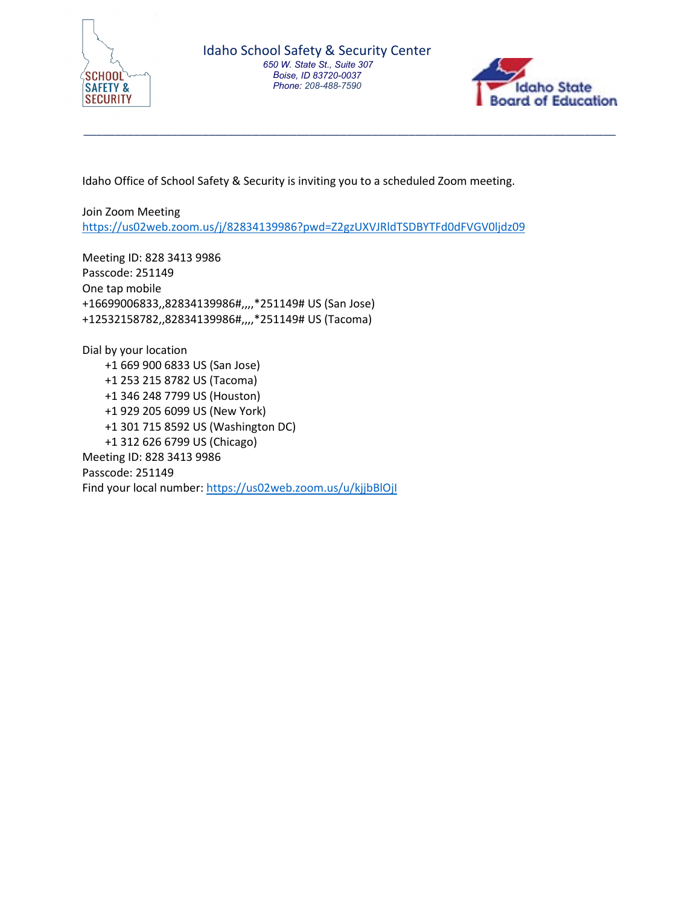Idaho School Safety & Security Center

*650 W. State St., Suite 307*
*Boise, ID 83720-0037*
*Phone: 208-488-7590*

---

Idaho Office of School Safety & Security is inviting you to a scheduled Zoom meeting.

Join Zoom Meeting
https://us02web.zoom.us/j/82834139986?pwd=Z2gzUXVJRldTSDBYTFd0dFVGV0ljdz09

Meeting ID: 828 3413 9986
Passcode: 251149
One tap mobile
+16699006833,,82834139986#,,,,*251149# US (San Jose)
+12532158782,,82834139986#,,,,*251149# US (Tacoma)

Dial by your location
+1 669 900 6833 US (San Jose)
+1 253 215 8782 US (Tacoma)
+1 346 248 7799 US (Houston)
+1 929 205 6099 US (New York)
+1 301 715 8592 US (Washington DC)
+1 312 626 6799 US (Chicago)
Meeting ID: 828 3413 9986
Passcode: 251149
Find your local number: https://us02web.zoom.us/u/kjjbBlOjI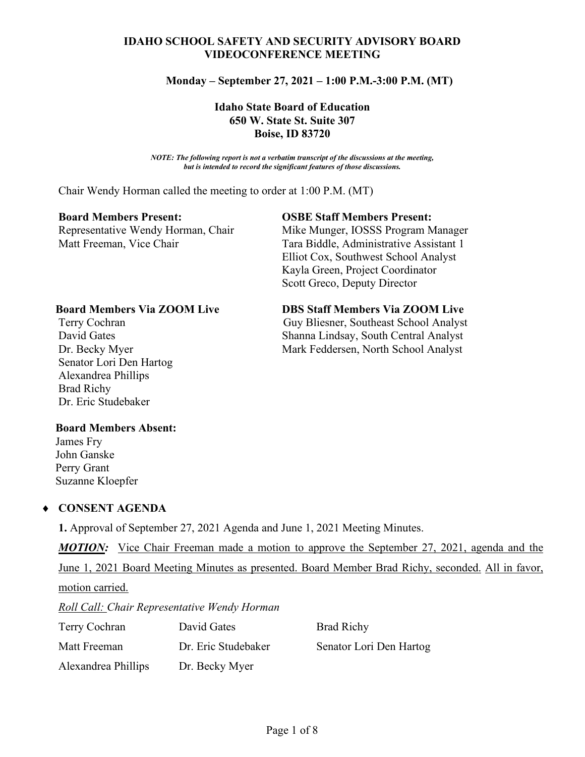# IDAHO SCHOOL SAFETY AND SECURITY ADVISORY BOARD VIDEOCONFERENCE MEETING

**Monday – September 27, 2021 – 1:00 P.M.-3:00 P.M. (MT)**

**Idaho State Board of Education**
**650 W. State St. Suite 307**
**Boise, ID 83720**

***NOTE: The following report is not a verbatim transcript of the discussions at the meeting, but is intended to record the significant features of those discussions.***

Chair Wendy Horman called the meeting to order at 1:00 P.M. (MT)

**Board Members Present:**
Representative Wendy Horman, Chair
Matt Freeman, Vice Chair

**OSBE Staff Members Present:**
Mike Munger, IOSSS Program Manager
Tara Biddle, Administrative Assistant 1
Elliot Cox, Southwest School Analyst
Kayla Green, Project Coordinator
Scott Greco, Deputy Director

**Board Members Via ZOOM Live**
Terry Cochran
David Gates
Dr. Becky Myer
Senator Lori Den Hartog
Alexandrea Phillips
Brad Richy
Dr. Eric Studebaker

**DBS Staff Members Via ZOOM Live**
Guy Bliesner, Southeast School Analyst
Shanna Lindsay, South Central Analyst
Mark Feddersen, North School Analyst

**Board Members Absent:**
James Fry
John Ganske
Perry Grant
Suzanne Kloepfer

## ♦ CONSENT AGENDA

**1.** Approval of September 27, 2021 Agenda and June 1, 2021 Meeting Minutes.

***MOTION:*** Vice Chair Freeman made a motion to approve the September 27, 2021, agenda and the June 1, 2021 Board Meeting Minutes as presented. Board Member Brad Richy, seconded. All in favor, motion carried.

*Roll Call: Chair Representative Wendy Horman*

| Terry Cochran | David Gates | Brad Richy |
|---|---|---|
| Matt Freeman | Dr. Eric Studebaker | Senator Lori Den Hartog |
| Alexandrea Phillips | Dr. Becky Myer | |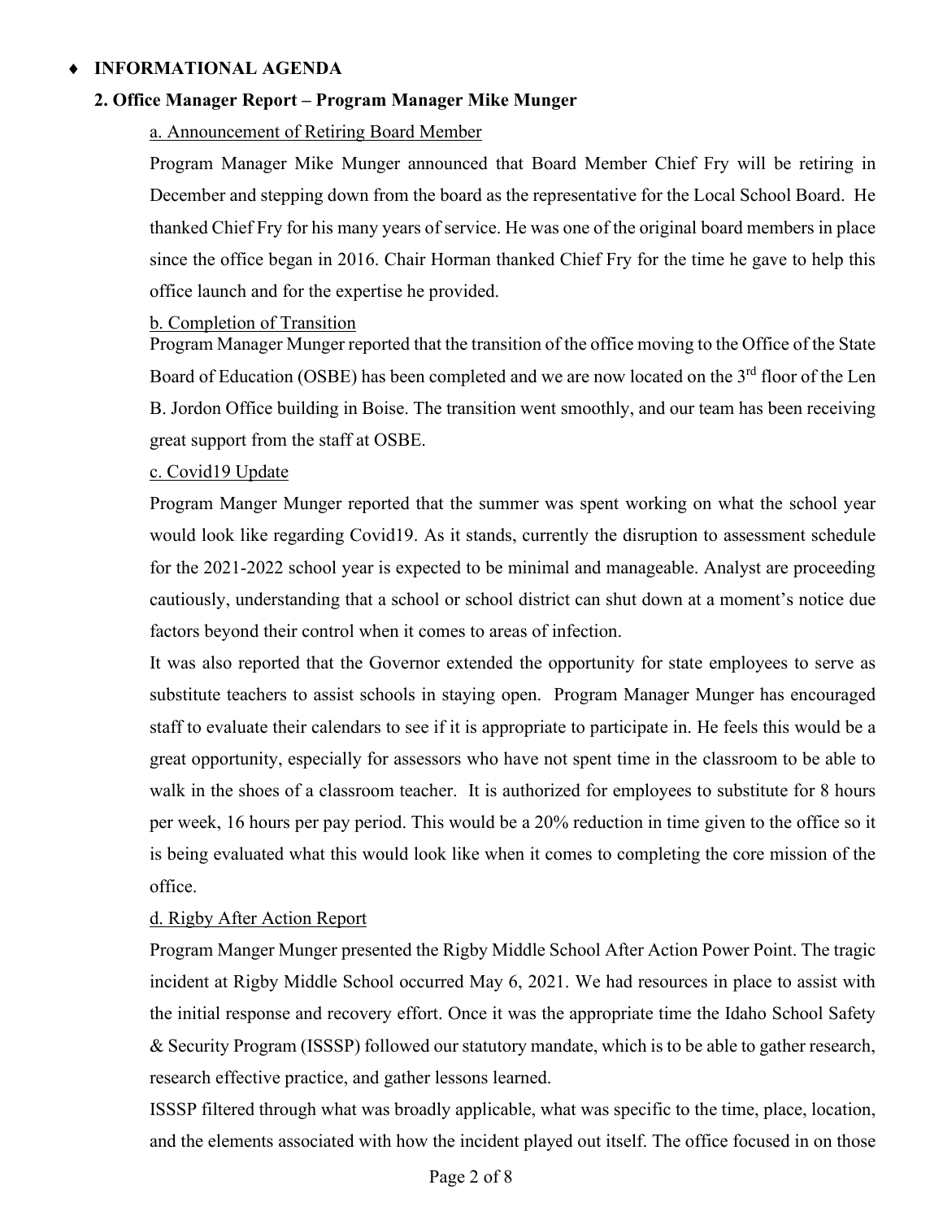- **INFORMATIONAL AGENDA**

### 2. Office Manager Report – Program Manager Mike Munger

a. Announcement of Retiring Board Member

Program Manager Mike Munger announced that Board Member Chief Fry will be retiring in December and stepping down from the board as the representative for the Local School Board. He thanked Chief Fry for his many years of service. He was one of the original board members in place since the office began in 2016. Chair Horman thanked Chief Fry for the time he gave to help this office launch and for the expertise he provided.

b. Completion of Transition

Program Manager Munger reported that the transition of the office moving to the Office of the State Board of Education (OSBE) has been completed and we are now located on the 3rd floor of the Len B. Jordon Office building in Boise. The transition went smoothly, and our team has been receiving great support from the staff at OSBE.

c. Covid19 Update

Program Manger Munger reported that the summer was spent working on what the school year would look like regarding Covid19. As it stands, currently the disruption to assessment schedule for the 2021-2022 school year is expected to be minimal and manageable. Analyst are proceeding cautiously, understanding that a school or school district can shut down at a moment's notice due factors beyond their control when it comes to areas of infection.

It was also reported that the Governor extended the opportunity for state employees to serve as substitute teachers to assist schools in staying open. Program Manager Munger has encouraged staff to evaluate their calendars to see if it is appropriate to participate in. He feels this would be a great opportunity, especially for assessors who have not spent time in the classroom to be able to walk in the shoes of a classroom teacher. It is authorized for employees to substitute for 8 hours per week, 16 hours per pay period. This would be a 20% reduction in time given to the office so it is being evaluated what this would look like when it comes to completing the core mission of the office.

d. Rigby After Action Report

Program Manger Munger presented the Rigby Middle School After Action Power Point. The tragic incident at Rigby Middle School occurred May 6, 2021. We had resources in place to assist with the initial response and recovery effort. Once it was the appropriate time the Idaho School Safety & Security Program (ISSSP) followed our statutory mandate, which is to be able to gather research, research effective practice, and gather lessons learned.

ISSSP filtered through what was broadly applicable, what was specific to the time, place, location, and the elements associated with how the incident played out itself. The office focused in on those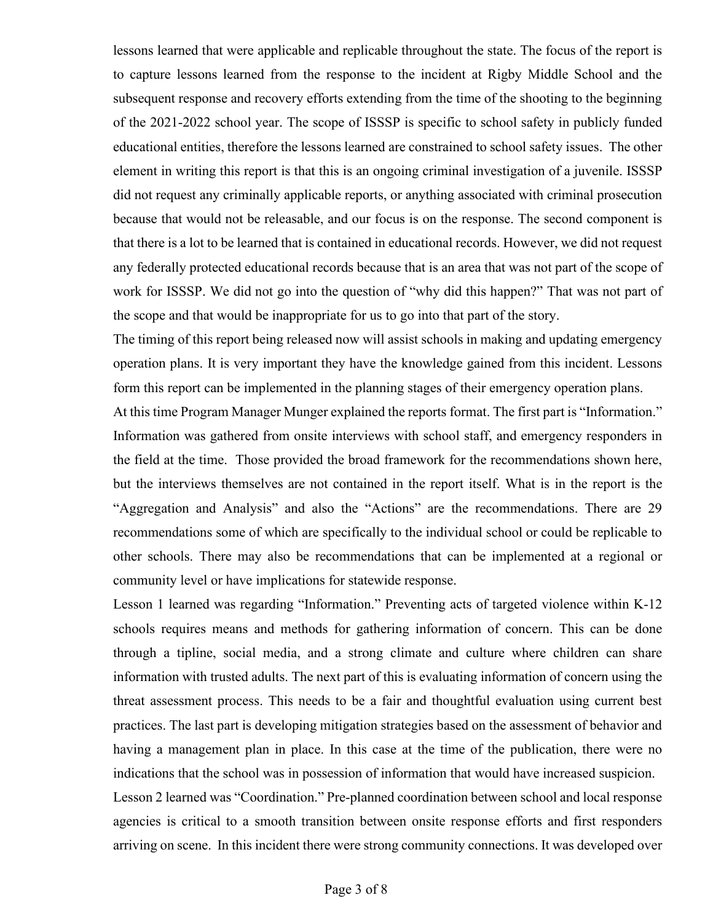lessons learned that were applicable and replicable throughout the state. The focus of the report is to capture lessons learned from the response to the incident at Rigby Middle School and the subsequent response and recovery efforts extending from the time of the shooting to the beginning of the 2021-2022 school year. The scope of ISSSP is specific to school safety in publicly funded educational entities, therefore the lessons learned are constrained to school safety issues. The other element in writing this report is that this is an ongoing criminal investigation of a juvenile. ISSSP did not request any criminally applicable reports, or anything associated with criminal prosecution because that would not be releasable, and our focus is on the response. The second component is that there is a lot to be learned that is contained in educational records. However, we did not request any federally protected educational records because that is an area that was not part of the scope of work for ISSSP. We did not go into the question of "why did this happen?" That was not part of the scope and that would be inappropriate for us to go into that part of the story.

The timing of this report being released now will assist schools in making and updating emergency operation plans. It is very important they have the knowledge gained from this incident. Lessons form this report can be implemented in the planning stages of their emergency operation plans.

At this time Program Manager Munger explained the reports format. The first part is "Information." Information was gathered from onsite interviews with school staff, and emergency responders in the field at the time. Those provided the broad framework for the recommendations shown here, but the interviews themselves are not contained in the report itself. What is in the report is the "Aggregation and Analysis" and also the "Actions" are the recommendations. There are 29 recommendations some of which are specifically to the individual school or could be replicable to other schools. There may also be recommendations that can be implemented at a regional or community level or have implications for statewide response.

Lesson 1 learned was regarding "Information." Preventing acts of targeted violence within K-12 schools requires means and methods for gathering information of concern. This can be done through a tipline, social media, and a strong climate and culture where children can share information with trusted adults. The next part of this is evaluating information of concern using the threat assessment process. This needs to be a fair and thoughtful evaluation using current best practices. The last part is developing mitigation strategies based on the assessment of behavior and having a management plan in place. In this case at the time of the publication, there were no indications that the school was in possession of information that would have increased suspicion.

Lesson 2 learned was "Coordination." Pre-planned coordination between school and local response agencies is critical to a smooth transition between onsite response efforts and first responders arriving on scene. In this incident there were strong community connections. It was developed over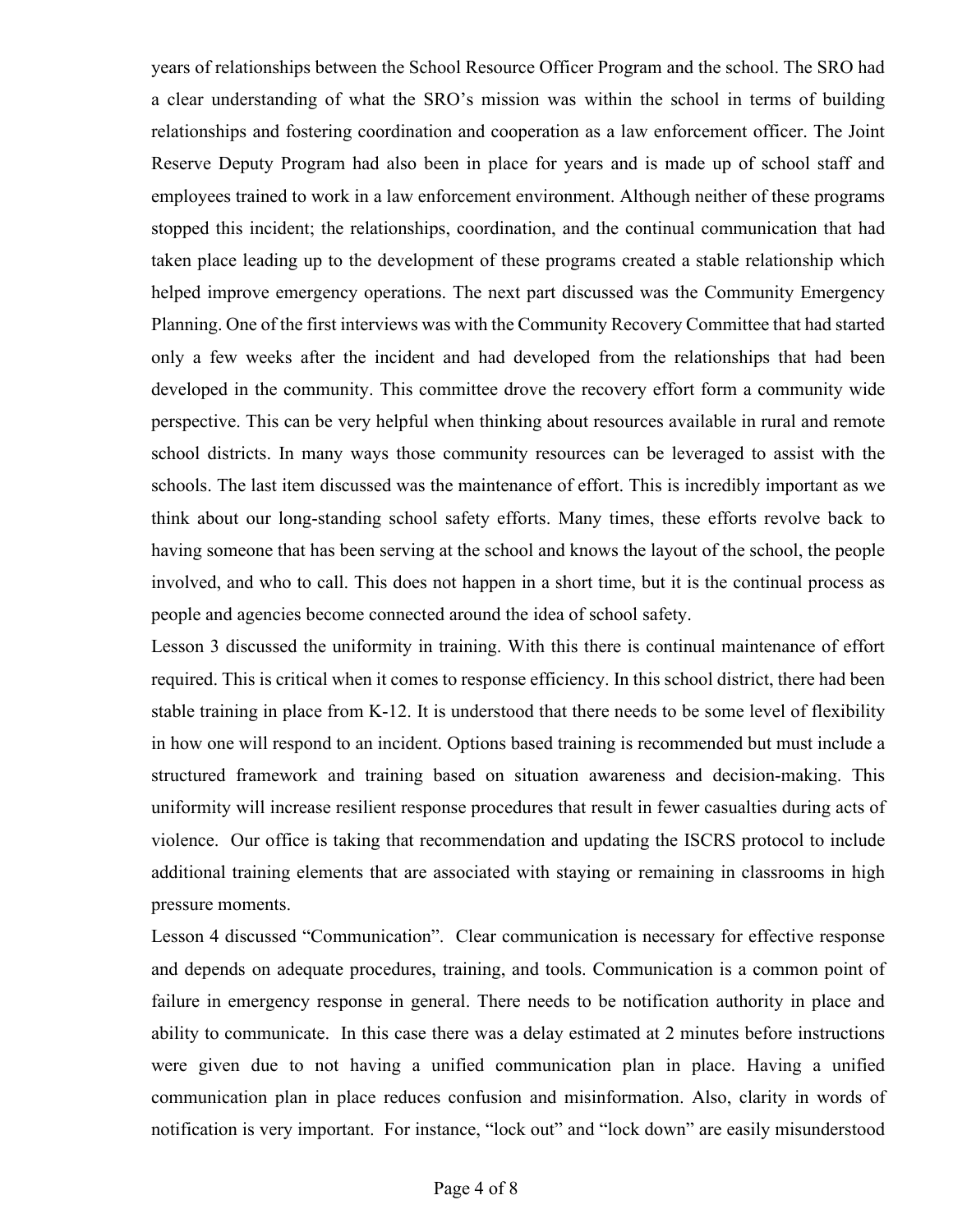years of relationships between the School Resource Officer Program and the school. The SRO had a clear understanding of what the SRO's mission was within the school in terms of building relationships and fostering coordination and cooperation as a law enforcement officer. The Joint Reserve Deputy Program had also been in place for years and is made up of school staff and employees trained to work in a law enforcement environment. Although neither of these programs stopped this incident; the relationships, coordination, and the continual communication that had taken place leading up to the development of these programs created a stable relationship which helped improve emergency operations. The next part discussed was the Community Emergency Planning. One of the first interviews was with the Community Recovery Committee that had started only a few weeks after the incident and had developed from the relationships that had been developed in the community. This committee drove the recovery effort form a community wide perspective. This can be very helpful when thinking about resources available in rural and remote school districts. In many ways those community resources can be leveraged to assist with the schools. The last item discussed was the maintenance of effort. This is incredibly important as we think about our long-standing school safety efforts. Many times, these efforts revolve back to having someone that has been serving at the school and knows the layout of the school, the people involved, and who to call. This does not happen in a short time, but it is the continual process as people and agencies become connected around the idea of school safety.

Lesson 3 discussed the uniformity in training. With this there is continual maintenance of effort required. This is critical when it comes to response efficiency. In this school district, there had been stable training in place from K-12. It is understood that there needs to be some level of flexibility in how one will respond to an incident. Options based training is recommended but must include a structured framework and training based on situation awareness and decision-making. This uniformity will increase resilient response procedures that result in fewer casualties during acts of violence. Our office is taking that recommendation and updating the ISCRS protocol to include additional training elements that are associated with staying or remaining in classrooms in high pressure moments.

Lesson 4 discussed "Communication". Clear communication is necessary for effective response and depends on adequate procedures, training, and tools. Communication is a common point of failure in emergency response in general. There needs to be notification authority in place and ability to communicate. In this case there was a delay estimated at 2 minutes before instructions were given due to not having a unified communication plan in place. Having a unified communication plan in place reduces confusion and misinformation. Also, clarity in words of notification is very important. For instance, "lock out" and "lock down" are easily misunderstood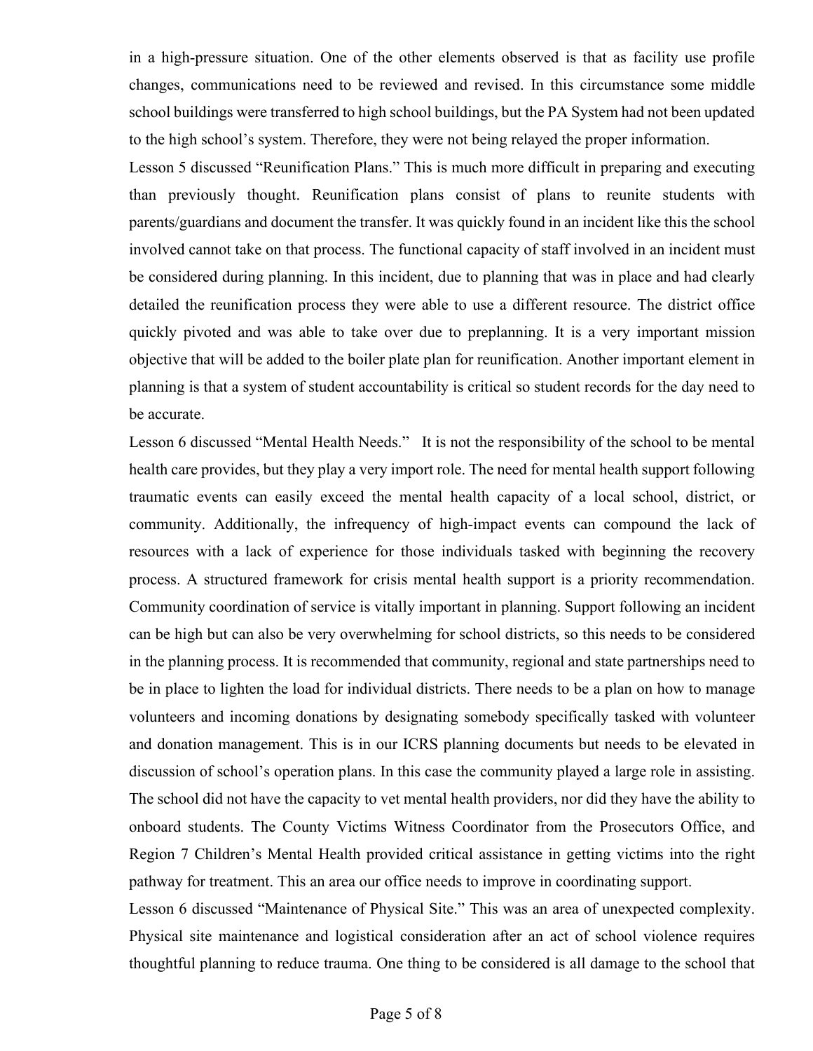in a high-pressure situation. One of the other elements observed is that as facility use profile changes, communications need to be reviewed and revised. In this circumstance some middle school buildings were transferred to high school buildings, but the PA System had not been updated to the high school's system. Therefore, they were not being relayed the proper information.

Lesson 5 discussed "Reunification Plans." This is much more difficult in preparing and executing than previously thought. Reunification plans consist of plans to reunite students with parents/guardians and document the transfer. It was quickly found in an incident like this the school involved cannot take on that process. The functional capacity of staff involved in an incident must be considered during planning. In this incident, due to planning that was in place and had clearly detailed the reunification process they were able to use a different resource. The district office quickly pivoted and was able to take over due to preplanning. It is a very important mission objective that will be added to the boiler plate plan for reunification. Another important element in planning is that a system of student accountability is critical so student records for the day need to be accurate.

Lesson 6 discussed "Mental Health Needs." It is not the responsibility of the school to be mental health care provides, but they play a very import role. The need for mental health support following traumatic events can easily exceed the mental health capacity of a local school, district, or community. Additionally, the infrequency of high-impact events can compound the lack of resources with a lack of experience for those individuals tasked with beginning the recovery process. A structured framework for crisis mental health support is a priority recommendation. Community coordination of service is vitally important in planning. Support following an incident can be high but can also be very overwhelming for school districts, so this needs to be considered in the planning process. It is recommended that community, regional and state partnerships need to be in place to lighten the load for individual districts. There needs to be a plan on how to manage volunteers and incoming donations by designating somebody specifically tasked with volunteer and donation management. This is in our ICRS planning documents but needs to be elevated in discussion of school's operation plans. In this case the community played a large role in assisting. The school did not have the capacity to vet mental health providers, nor did they have the ability to onboard students. The County Victims Witness Coordinator from the Prosecutors Office, and Region 7 Children's Mental Health provided critical assistance in getting victims into the right pathway for treatment. This an area our office needs to improve in coordinating support.

Lesson 6 discussed "Maintenance of Physical Site." This was an area of unexpected complexity. Physical site maintenance and logistical consideration after an act of school violence requires thoughtful planning to reduce trauma. One thing to be considered is all damage to the school that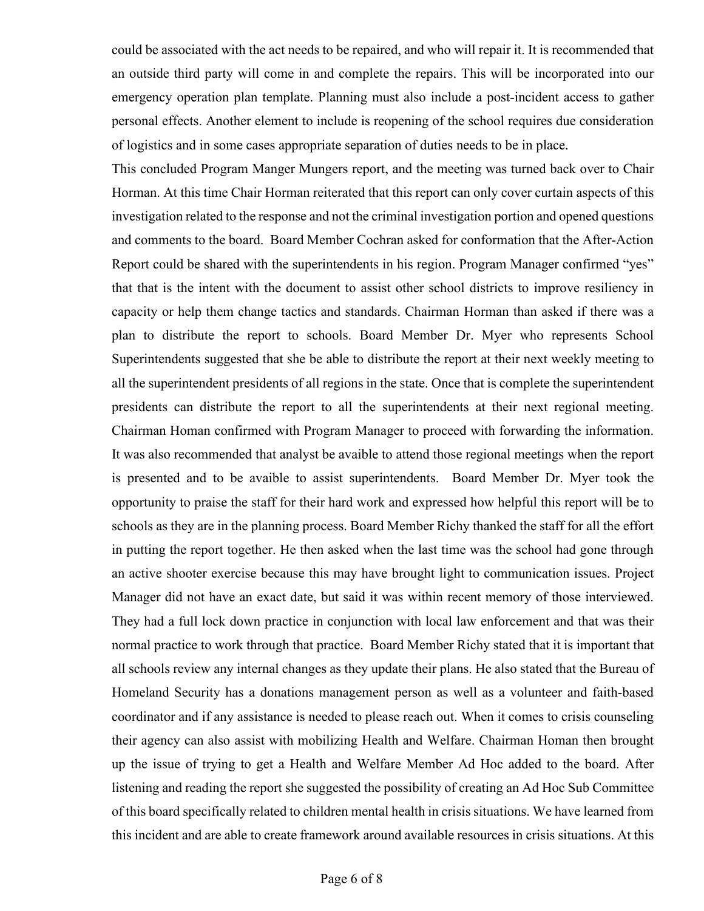could be associated with the act needs to be repaired, and who will repair it. It is recommended that an outside third party will come in and complete the repairs. This will be incorporated into our emergency operation plan template. Planning must also include a post-incident access to gather personal effects. Another element to include is reopening of the school requires due consideration of logistics and in some cases appropriate separation of duties needs to be in place.

This concluded Program Manger Mungers report, and the meeting was turned back over to Chair Horman. At this time Chair Horman reiterated that this report can only cover curtain aspects of this investigation related to the response and not the criminal investigation portion and opened questions and comments to the board. Board Member Cochran asked for conformation that the After-Action Report could be shared with the superintendents in his region. Program Manager confirmed "yes" that that is the intent with the document to assist other school districts to improve resiliency in capacity or help them change tactics and standards. Chairman Horman than asked if there was a plan to distribute the report to schools. Board Member Dr. Myer who represents School Superintendents suggested that she be able to distribute the report at their next weekly meeting to all the superintendent presidents of all regions in the state. Once that is complete the superintendent presidents can distribute the report to all the superintendents at their next regional meeting. Chairman Homan confirmed with Program Manager to proceed with forwarding the information. It was also recommended that analyst be avaible to attend those regional meetings when the report is presented and to be avaible to assist superintendents. Board Member Dr. Myer took the opportunity to praise the staff for their hard work and expressed how helpful this report will be to schools as they are in the planning process. Board Member Richy thanked the staff for all the effort in putting the report together. He then asked when the last time was the school had gone through an active shooter exercise because this may have brought light to communication issues. Project Manager did not have an exact date, but said it was within recent memory of those interviewed. They had a full lock down practice in conjunction with local law enforcement and that was their normal practice to work through that practice. Board Member Richy stated that it is important that all schools review any internal changes as they update their plans. He also stated that the Bureau of Homeland Security has a donations management person as well as a volunteer and faith-based coordinator and if any assistance is needed to please reach out. When it comes to crisis counseling their agency can also assist with mobilizing Health and Welfare. Chairman Homan then brought up the issue of trying to get a Health and Welfare Member Ad Hoc added to the board. After listening and reading the report she suggested the possibility of creating an Ad Hoc Sub Committee of this board specifically related to children mental health in crisis situations. We have learned from this incident and are able to create framework around available resources in crisis situations. At this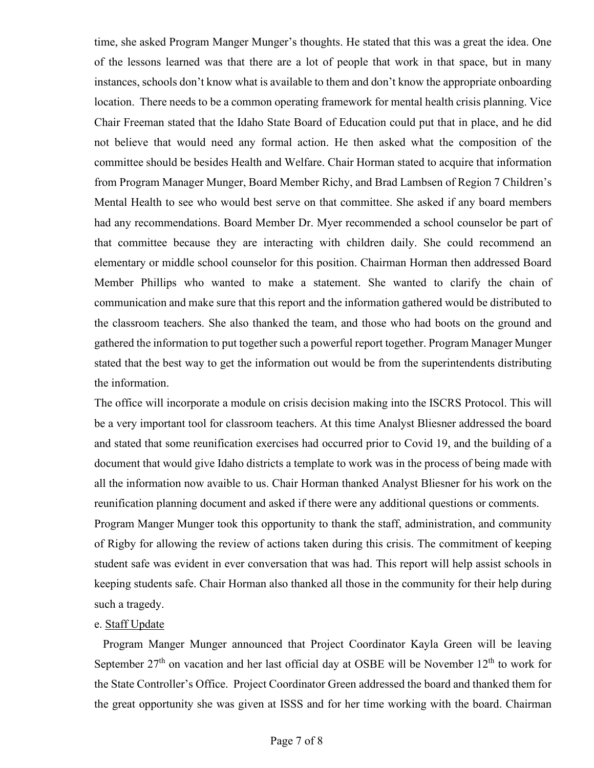time, she asked Program Manger Munger's thoughts. He stated that this was a great the idea. One of the lessons learned was that there are a lot of people that work in that space, but in many instances, schools don't know what is available to them and don't know the appropriate onboarding location. There needs to be a common operating framework for mental health crisis planning. Vice Chair Freeman stated that the Idaho State Board of Education could put that in place, and he did not believe that would need any formal action. He then asked what the composition of the committee should be besides Health and Welfare. Chair Horman stated to acquire that information from Program Manager Munger, Board Member Richy, and Brad Lambsen of Region 7 Children's Mental Health to see who would best serve on that committee. She asked if any board members had any recommendations. Board Member Dr. Myer recommended a school counselor be part of that committee because they are interacting with children daily. She could recommend an elementary or middle school counselor for this position. Chairman Horman then addressed Board Member Phillips who wanted to make a statement. She wanted to clarify the chain of communication and make sure that this report and the information gathered would be distributed to the classroom teachers. She also thanked the team, and those who had boots on the ground and gathered the information to put together such a powerful report together. Program Manager Munger stated that the best way to get the information out would be from the superintendents distributing the information.

The office will incorporate a module on crisis decision making into the ISCRS Protocol. This will be a very important tool for classroom teachers. At this time Analyst Bliesner addressed the board and stated that some reunification exercises had occurred prior to Covid 19, and the building of a document that would give Idaho districts a template to work was in the process of being made with all the information now avaible to us. Chair Horman thanked Analyst Bliesner for his work on the reunification planning document and asked if there were any additional questions or comments.

Program Manger Munger took this opportunity to thank the staff, administration, and community of Rigby for allowing the review of actions taken during this crisis. The commitment of keeping student safe was evident in ever conversation that was had. This report will help assist schools in keeping students safe. Chair Horman also thanked all those in the community for their help during such a tragedy.

e. Staff Update

Program Manger Munger announced that Project Coordinator Kayla Green will be leaving September 27th on vacation and her last official day at OSBE will be November 12th to work for the State Controller's Office. Project Coordinator Green addressed the board and thanked them for the great opportunity she was given at ISSS and for her time working with the board. Chairman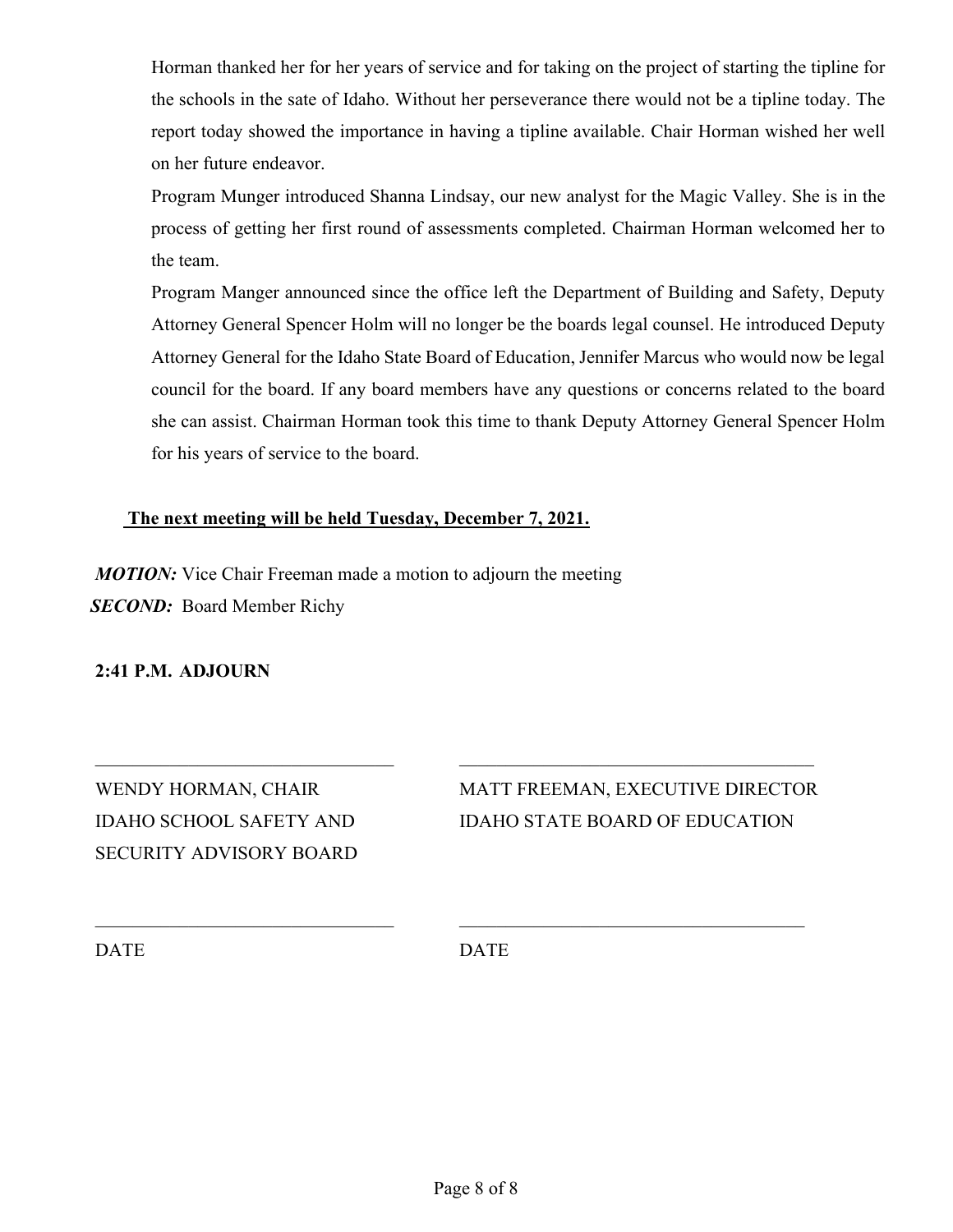Horman thanked her for her years of service and for taking on the project of starting the tipline for the schools in the sate of Idaho. Without her perseverance there would not be a tipline today. The report today showed the importance in having a tipline available. Chair Horman wished her well on her future endeavor.

Program Munger introduced Shanna Lindsay, our new analyst for the Magic Valley. She is in the process of getting her first round of assessments completed. Chairman Horman welcomed her to the team.

Program Manger announced since the office left the Department of Building and Safety, Deputy Attorney General Spencer Holm will no longer be the boards legal counsel. He introduced Deputy Attorney General for the Idaho State Board of Education, Jennifer Marcus who would now be legal council for the board. If any board members have any questions or concerns related to the board she can assist. Chairman Horman took this time to thank Deputy Attorney General Spencer Holm for his years of service to the board.

**The next meeting will be held Tuesday, December 7, 2021.**

***MOTION:*** Vice Chair Freeman made a motion to adjourn the meeting
***SECOND:*** Board Member Richy

**2:41 P.M. ADJOURN**

| | |
|---|---|
| \_\_\_\_\_\_\_\_\_\_\_\_\_\_\_\_\_\_\_\_\_\_\_\_\_\_\_\_\_\_ | \_\_\_\_\_\_\_\_\_\_\_\_\_\_\_\_\_\_\_\_\_\_\_\_\_\_\_\_\_\_ |
| WENDY HORMAN, CHAIR<br>IDAHO SCHOOL SAFETY AND<br>SECURITY ADVISORY BOARD | MATT FREEMAN, EXECUTIVE DIRECTOR<br>IDAHO STATE BOARD OF EDUCATION |
| \_\_\_\_\_\_\_\_\_\_\_\_\_\_\_\_\_\_\_\_\_\_\_\_\_\_\_\_\_\_ | \_\_\_\_\_\_\_\_\_\_\_\_\_\_\_\_\_\_\_\_\_\_\_\_\_\_\_\_\_\_ |
| DATE | DATE |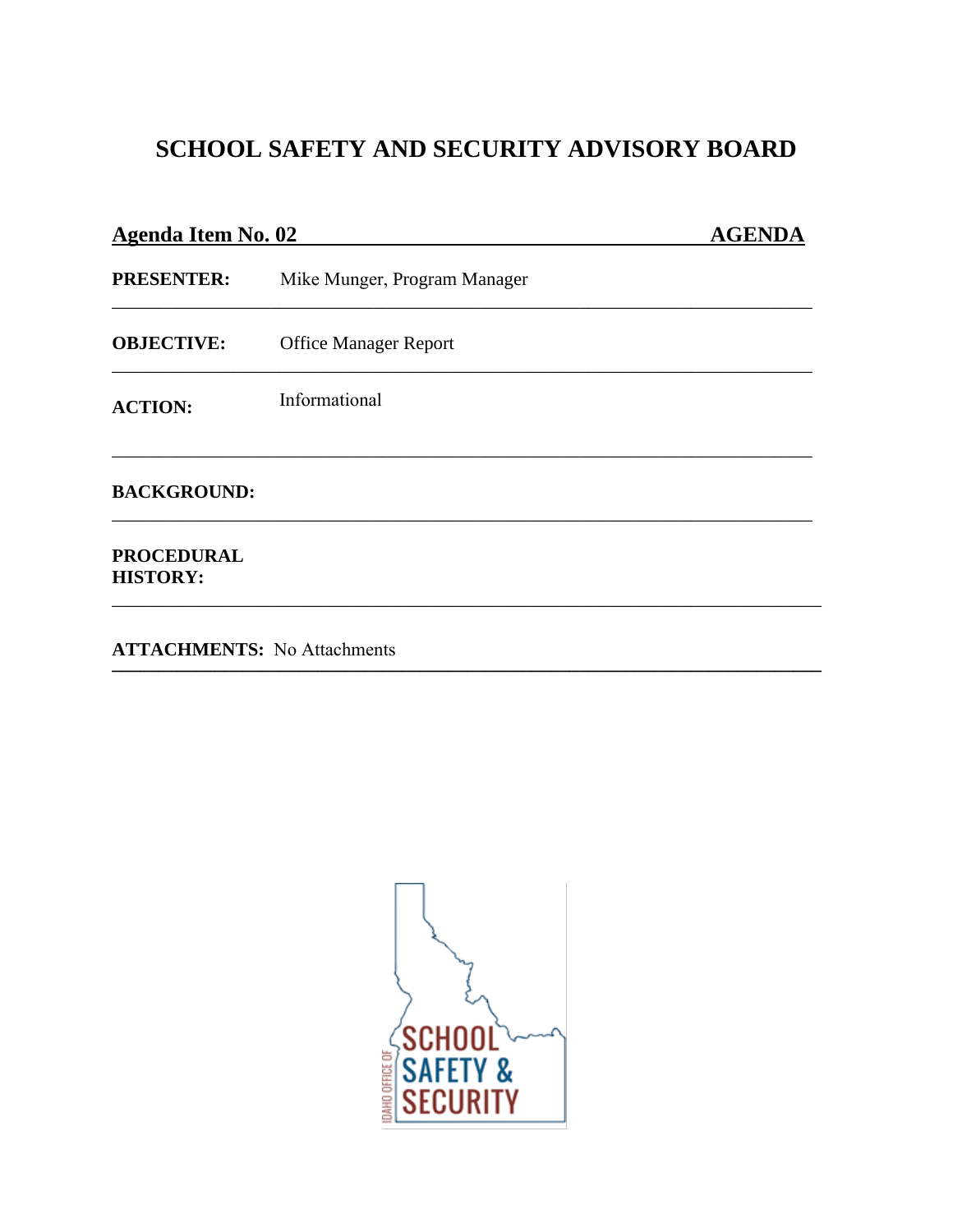# SCHOOL SAFETY AND SECURITY ADVISORY BOARD

**Agenda Item No. 02** **AGENDA**

**PRESENTER:** Mike Munger, Program Manager

**OBJECTIVE:** Office Manager Report

**ACTION:** Informational

**BACKGROUND:**

**PROCEDURAL HISTORY:**

**ATTACHMENTS:** No Attachments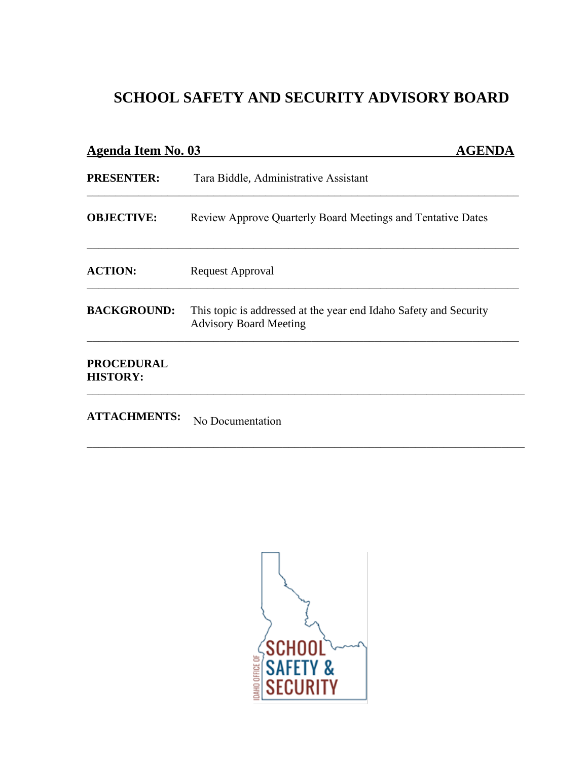# SCHOOL SAFETY AND SECURITY ADVISORY BOARD

**Agenda Item No. 03** **AGENDA**

**PRESENTER:** Tara Biddle, Administrative Assistant

**OBJECTIVE:** Review Approve Quarterly Board Meetings and Tentative Dates

**ACTION:** Request Approval

**BACKGROUND:** This topic is addressed at the year end Idaho Safety and Security Advisory Board Meeting

**PROCEDURAL HISTORY:**

**ATTACHMENTS:** No Documentation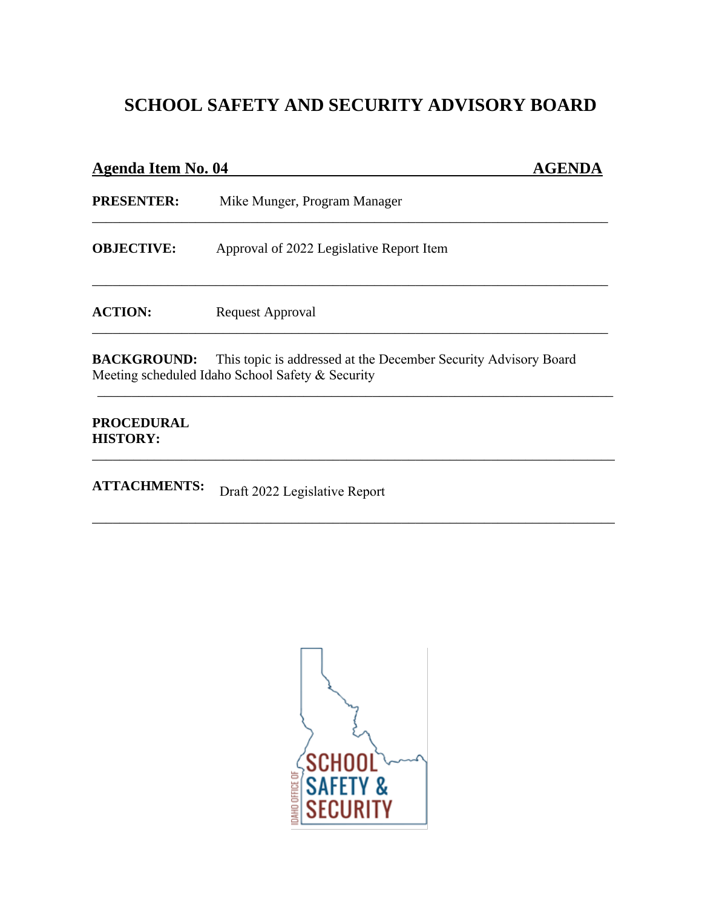# SCHOOL SAFETY AND SECURITY ADVISORY BOARD

**Agenda Item No. 04** **AGENDA**

**PRESENTER:** Mike Munger, Program Manager

**OBJECTIVE:** Approval of 2022 Legislative Report Item

**ACTION:** Request Approval

**BACKGROUND:** This topic is addressed at the December Security Advisory Board Meeting scheduled Idaho School Safety & Security

**PROCEDURAL HISTORY:**

**ATTACHMENTS:** Draft 2022 Legislative Report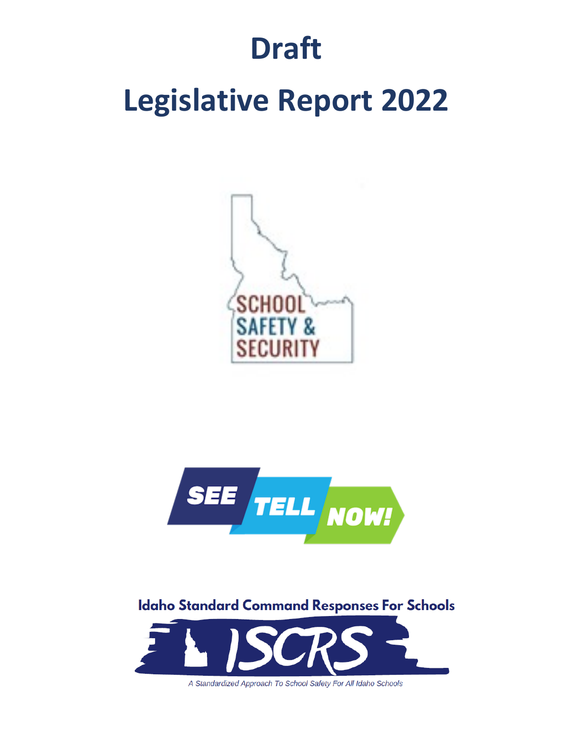# Draft

# Legislative Report 2022

SCHOOL SAFETY & SECURITY

SEE TELL NOW!

Idaho Standard Command Responses For Schools

ISCRS

*A Standardized Approach To School Safety For All Idaho Schools*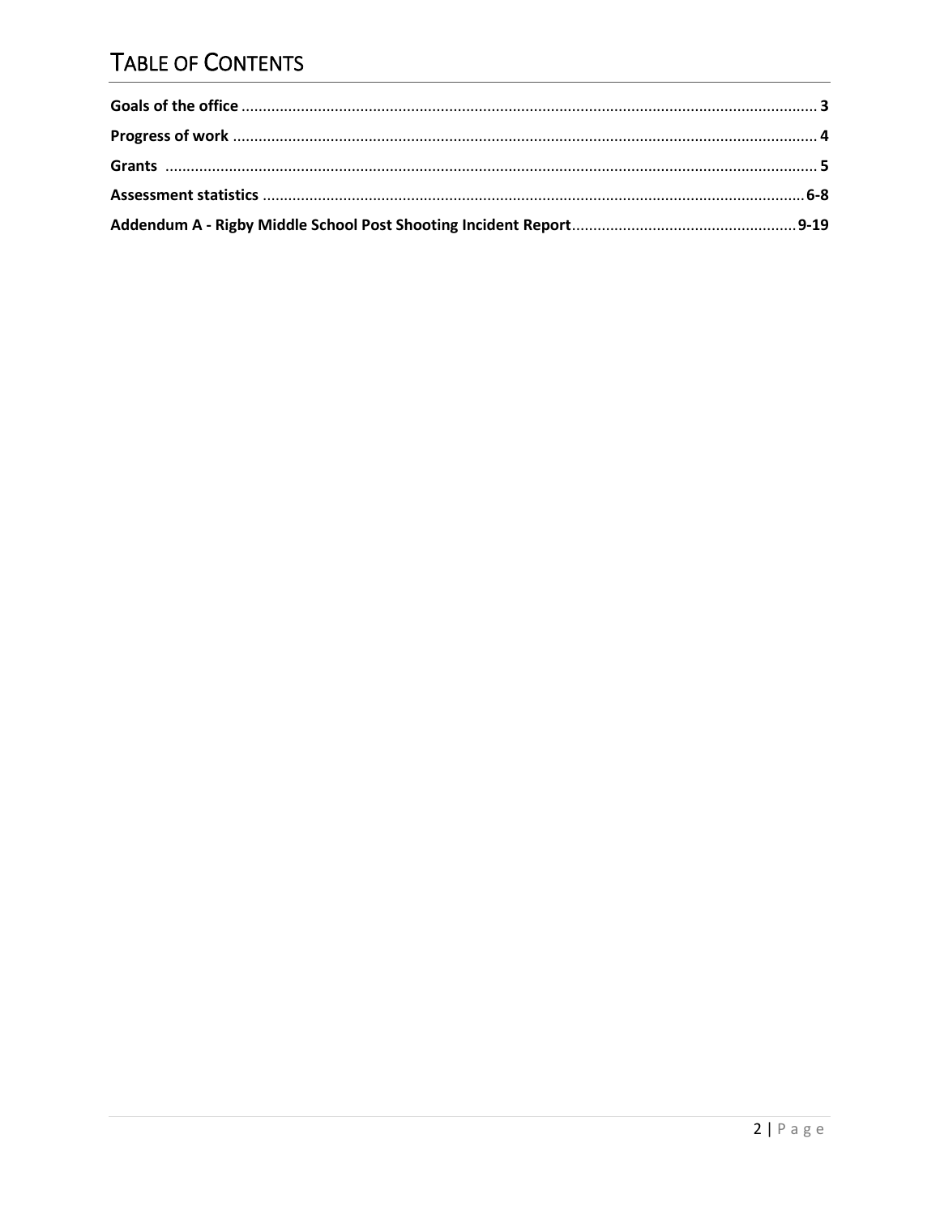# TABLE OF CONTENTS

**Goals of the office** ........................................................................................................................................ **3**

**Progress of work** ........................................................................................................................................ **4**

**Grants** ........................................................................................................................................ **5**

**Assessment statistics** ........................................................................................................................................ **6-8**

**Addendum A - Rigby Middle School Post Shooting Incident Report** ........................................................................ **9-19**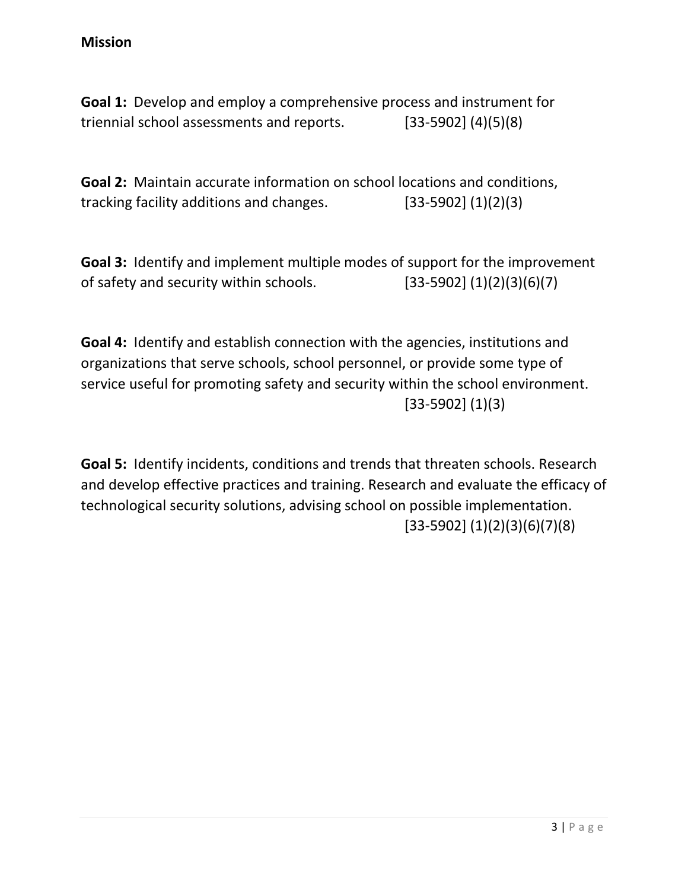## Mission

**Goal 1:** Develop and employ a comprehensive process and instrument for triennial school assessments and reports. [33-5902] (4)(5)(8)

**Goal 2:** Maintain accurate information on school locations and conditions, tracking facility additions and changes. [33-5902] (1)(2)(3)

**Goal 3:** Identify and implement multiple modes of support for the improvement of safety and security within schools. [33-5902] (1)(2)(3)(6)(7)

**Goal 4:** Identify and establish connection with the agencies, institutions and organizations that serve schools, school personnel, or provide some type of service useful for promoting safety and security within the school environment. [33-5902] (1)(3)

**Goal 5:** Identify incidents, conditions and trends that threaten schools. Research and develop effective practices and training. Research and evaluate the efficacy of technological security solutions, advising school on possible implementation. [33-5902] (1)(2)(3)(6)(7)(8)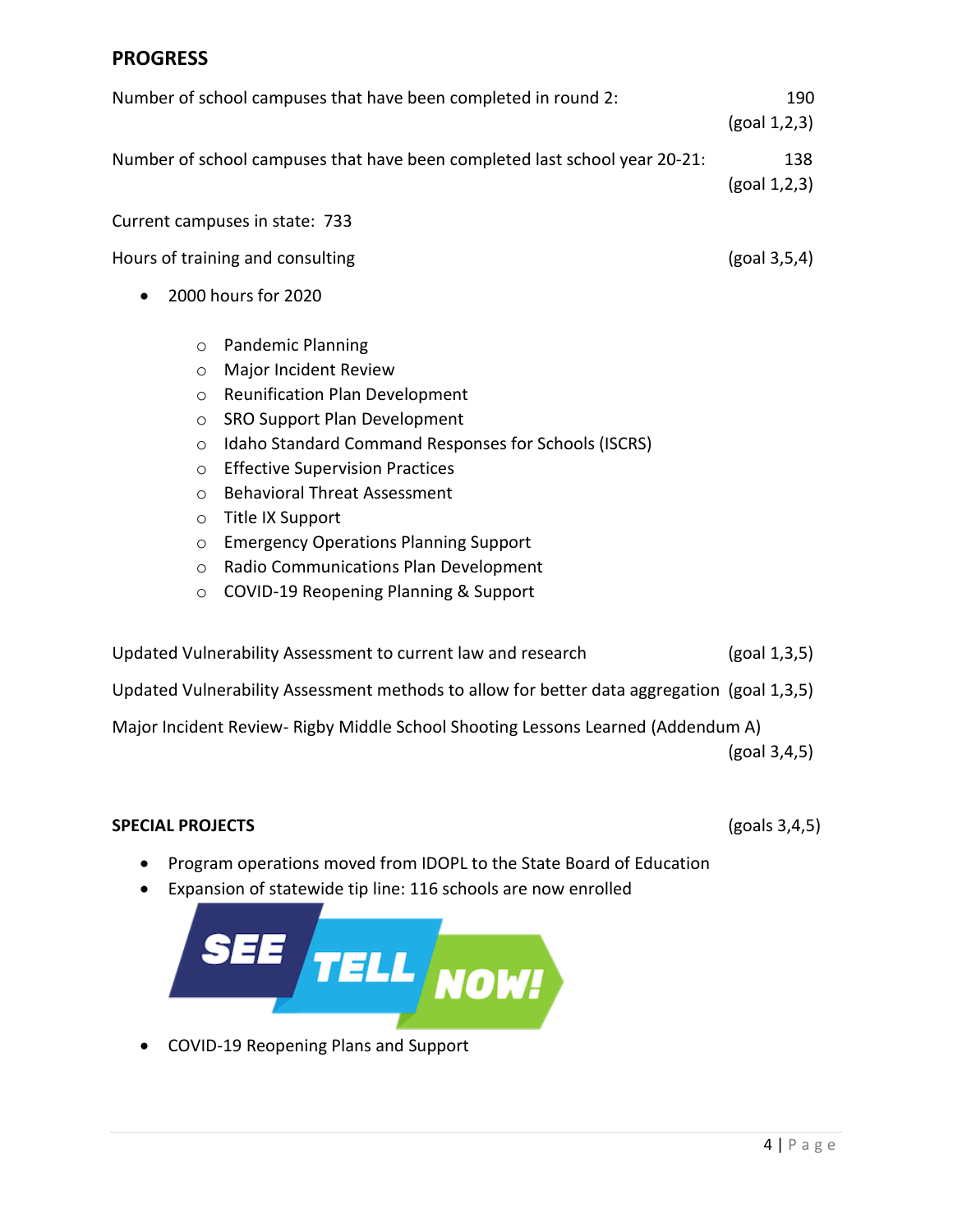## PROGRESS

Number of school campuses that have been completed in round 2: 190 (goal 1,2,3)

Number of school campuses that have been completed last school year 20-21: 138 (goal 1,2,3)

Current campuses in state: 733

Hours of training and consulting (goal 3,5,4)

- 2000 hours for 2020
  - Pandemic Planning
  - Major Incident Review
  - Reunification Plan Development
  - SRO Support Plan Development
  - Idaho Standard Command Responses for Schools (ISCRS)
  - Effective Supervision Practices
  - Behavioral Threat Assessment
  - Title IX Support
  - Emergency Operations Planning Support
  - Radio Communications Plan Development
  - COVID-19 Reopening Planning & Support

Updated Vulnerability Assessment to current law and research (goal 1,3,5)

Updated Vulnerability Assessment methods to allow for better data aggregation (goal 1,3,5)

Major Incident Review- Rigby Middle School Shooting Lessons Learned (Addendum A) (goal 3,4,5)

**SPECIAL PROJECTS** (goals 3,4,5)

- Program operations moved from IDOPL to the State Board of Education
- Expansion of statewide tip line: 116 schools are now enrolled

SEE TELL NOW!

- COVID-19 Reopening Plans and Support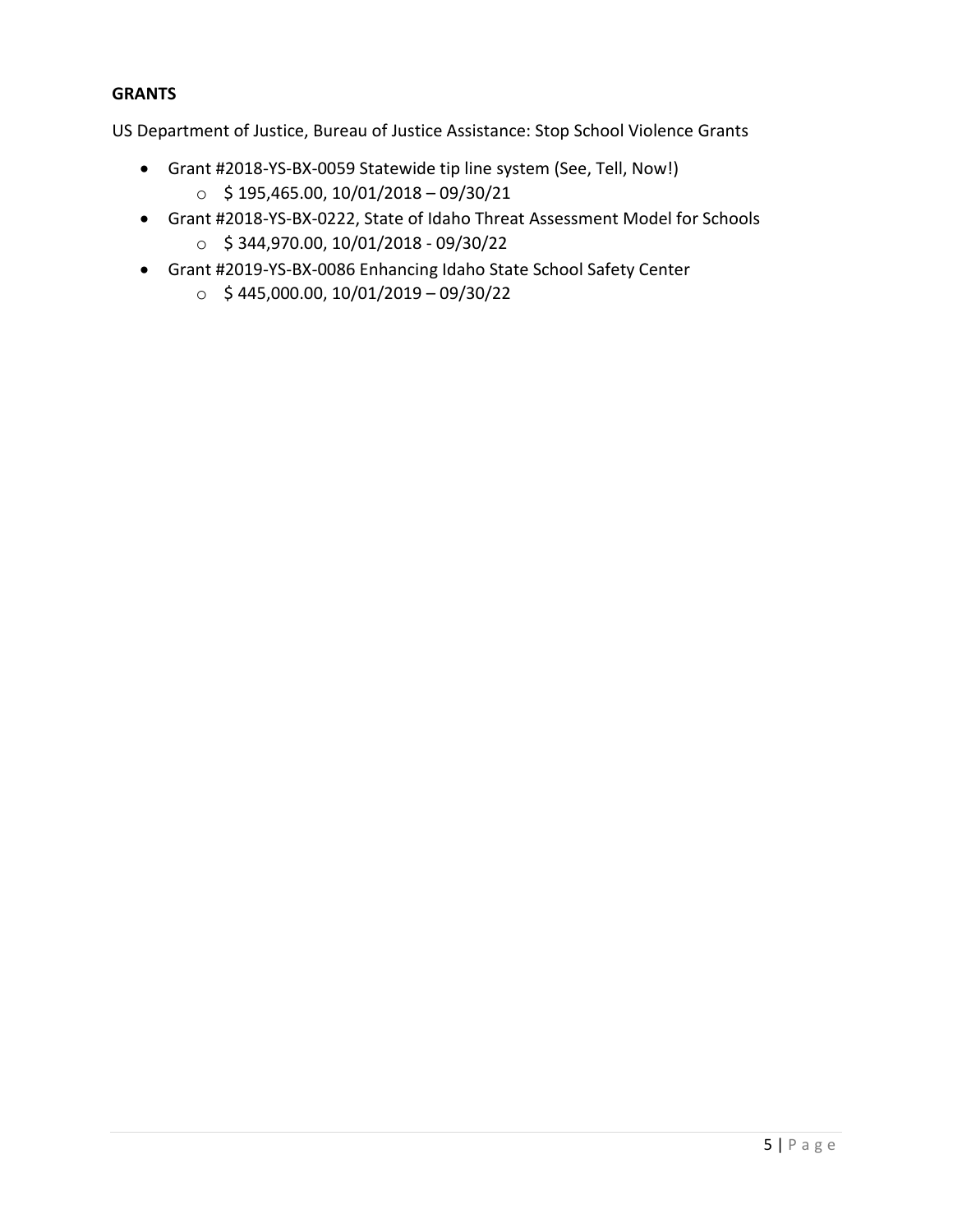**GRANTS**

US Department of Justice, Bureau of Justice Assistance: Stop School Violence Grants

- Grant #2018-YS-BX-0059 Statewide tip line system (See, Tell, Now!)
  - $ 195,465.00, 10/01/2018 – 09/30/21
- Grant #2018-YS-BX-0222, State of Idaho Threat Assessment Model for Schools
  - $ 344,970.00, 10/01/2018 - 09/30/22
- Grant #2019-YS-BX-0086 Enhancing Idaho State School Safety Center
  - $ 445,000.00, 10/01/2019 – 09/30/22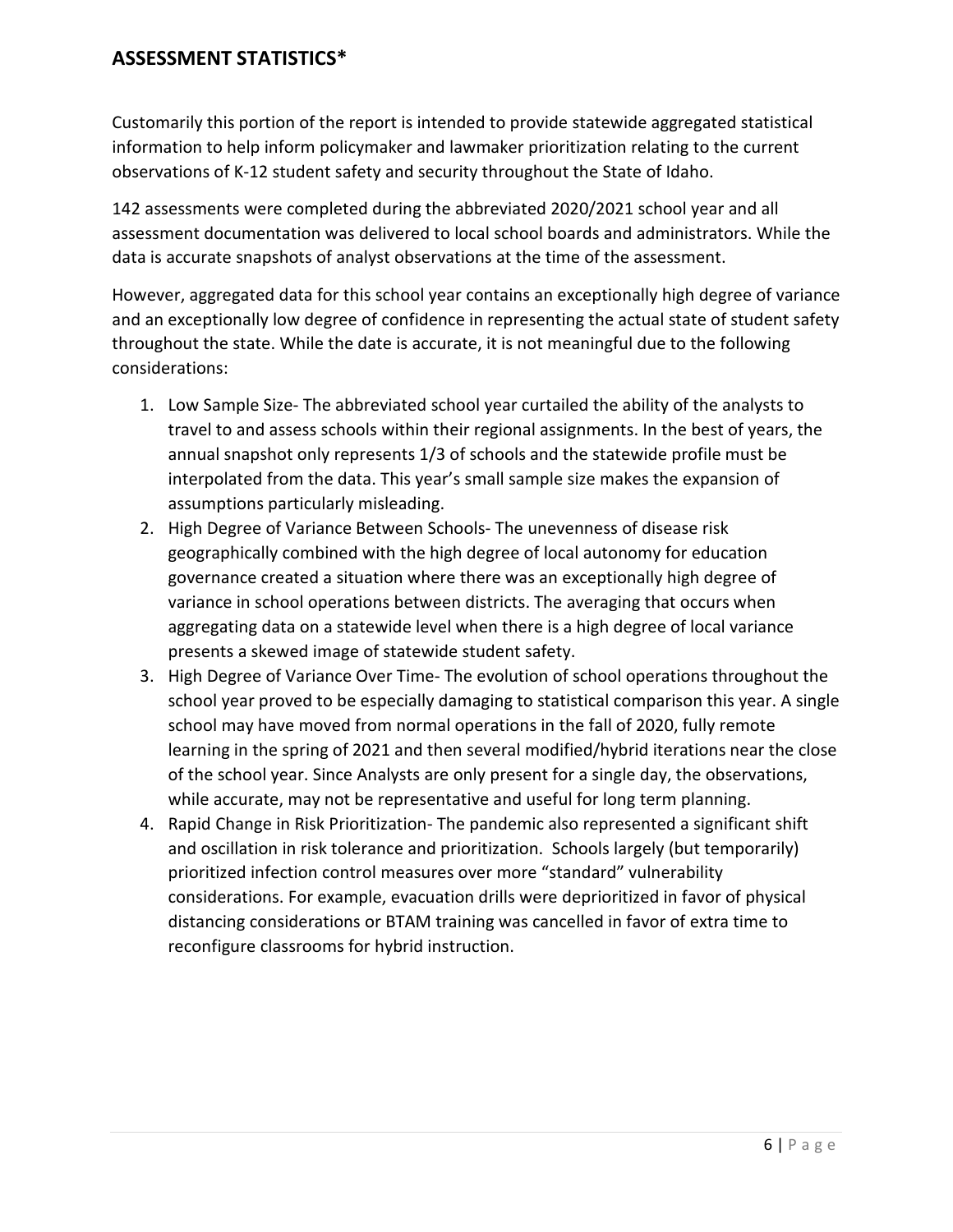## ASSESSMENT STATISTICS*

Customarily this portion of the report is intended to provide statewide aggregated statistical information to help inform policymaker and lawmaker prioritization relating to the current observations of K-12 student safety and security throughout the State of Idaho.

142 assessments were completed during the abbreviated 2020/2021 school year and all assessment documentation was delivered to local school boards and administrators. While the data is accurate snapshots of analyst observations at the time of the assessment.

However, aggregated data for this school year contains an exceptionally high degree of variance and an exceptionally low degree of confidence in representing the actual state of student safety throughout the state. While the date is accurate, it is not meaningful due to the following considerations:

1. Low Sample Size- The abbreviated school year curtailed the ability of the analysts to travel to and assess schools within their regional assignments. In the best of years, the annual snapshot only represents 1/3 of schools and the statewide profile must be interpolated from the data. This year's small sample size makes the expansion of assumptions particularly misleading.
2. High Degree of Variance Between Schools- The unevenness of disease risk geographically combined with the high degree of local autonomy for education governance created a situation where there was an exceptionally high degree of variance in school operations between districts. The averaging that occurs when aggregating data on a statewide level when there is a high degree of local variance presents a skewed image of statewide student safety.
3. High Degree of Variance Over Time- The evolution of school operations throughout the school year proved to be especially damaging to statistical comparison this year. A single school may have moved from normal operations in the fall of 2020, fully remote learning in the spring of 2021 and then several modified/hybrid iterations near the close of the school year. Since Analysts are only present for a single day, the observations, while accurate, may not be representative and useful for long term planning.
4. Rapid Change in Risk Prioritization- The pandemic also represented a significant shift and oscillation in risk tolerance and prioritization. Schools largely (but temporarily) prioritized infection control measures over more "standard" vulnerability considerations. For example, evacuation drills were deprioritized in favor of physical distancing considerations or BTAM training was cancelled in favor of extra time to reconfigure classrooms for hybrid instruction.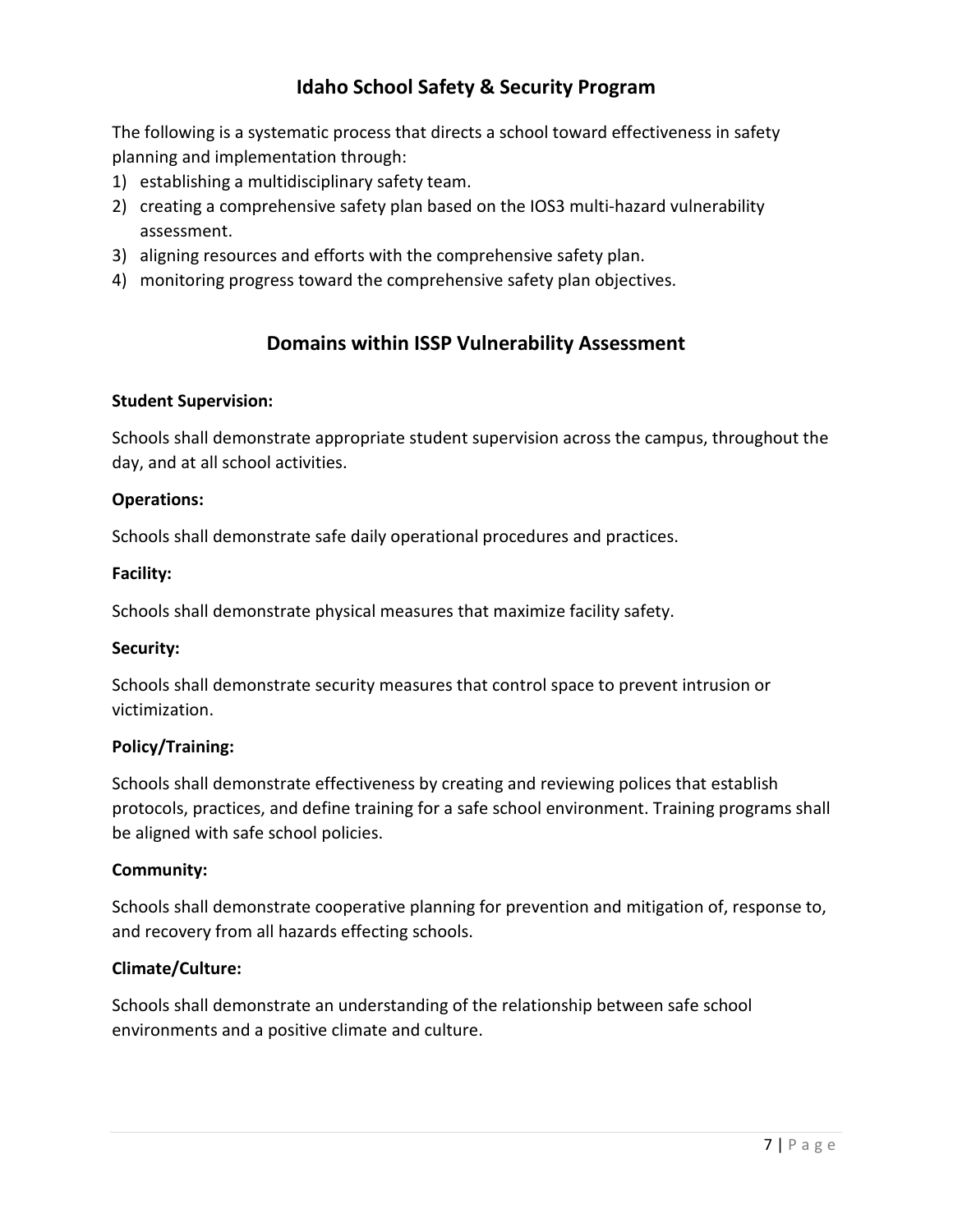## Idaho School Safety & Security Program

The following is a systematic process that directs a school toward effectiveness in safety planning and implementation through:

1) establishing a multidisciplinary safety team.
2) creating a comprehensive safety plan based on the IOS3 multi-hazard vulnerability assessment.
3) aligning resources and efforts with the comprehensive safety plan.
4) monitoring progress toward the comprehensive safety plan objectives.

## Domains within ISSP Vulnerability Assessment

**Student Supervision:**

Schools shall demonstrate appropriate student supervision across the campus, throughout the day, and at all school activities.

**Operations:**

Schools shall demonstrate safe daily operational procedures and practices.

**Facility:**

Schools shall demonstrate physical measures that maximize facility safety.

**Security:**

Schools shall demonstrate security measures that control space to prevent intrusion or victimization.

**Policy/Training:**

Schools shall demonstrate effectiveness by creating and reviewing polices that establish protocols, practices, and define training for a safe school environment. Training programs shall be aligned with safe school policies.

**Community:**

Schools shall demonstrate cooperative planning for prevention and mitigation of, response to, and recovery from all hazards effecting schools.

**Climate/Culture:**

Schools shall demonstrate an understanding of the relationship between safe school environments and a positive climate and culture.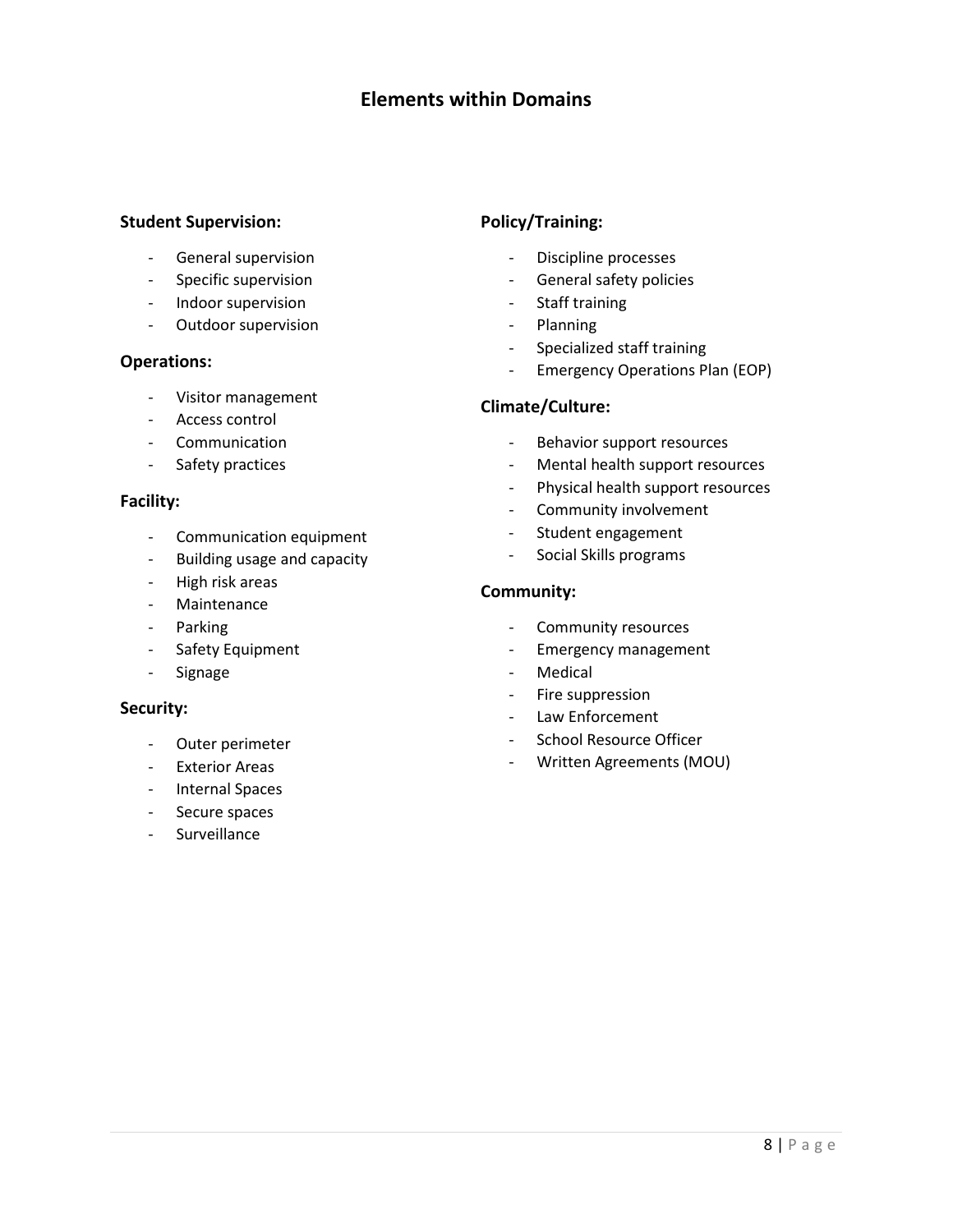## Elements within Domains

**Student Supervision:**

- General supervision
- Specific supervision
- Indoor supervision
- Outdoor supervision

**Operations:**

- Visitor management
- Access control
- Communication
- Safety practices

**Facility:**

- Communication equipment
- Building usage and capacity
- High risk areas
- Maintenance
- Parking
- Safety Equipment
- Signage

**Security:**

- Outer perimeter
- Exterior Areas
- Internal Spaces
- Secure spaces
- Surveillance

**Policy/Training:**

- Discipline processes
- General safety policies
- Staff training
- Planning
- Specialized staff training
- Emergency Operations Plan (EOP)

**Climate/Culture:**

- Behavior support resources
- Mental health support resources
- Physical health support resources
- Community involvement
- Student engagement
- Social Skills programs

**Community:**

- Community resources
- Emergency management
- Medical
- Fire suppression
- Law Enforcement
- School Resource Officer
- Written Agreements (MOU)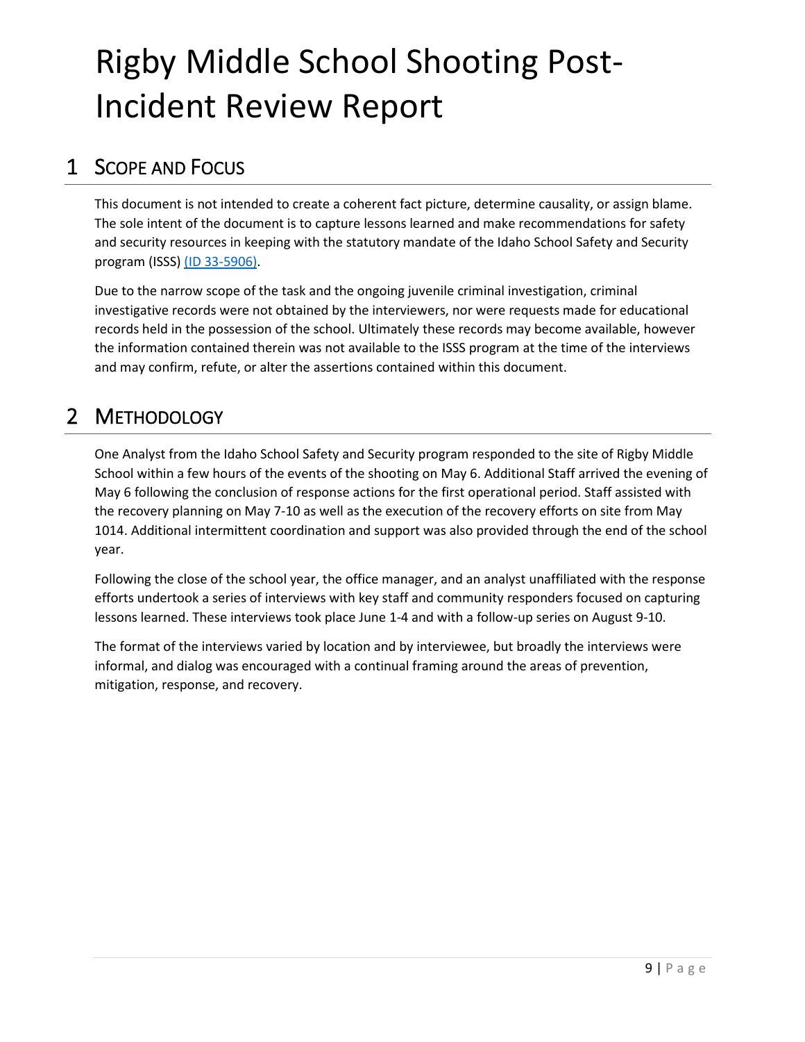# Rigby Middle School Shooting Post-Incident Review Report

## 1 Scope and Focus

This document is not intended to create a coherent fact picture, determine causality, or assign blame. The sole intent of the document is to capture lessons learned and make recommendations for safety and security resources in keeping with the statutory mandate of the Idaho School Safety and Security program (ISSS) (ID 33-5906).

Due to the narrow scope of the task and the ongoing juvenile criminal investigation, criminal investigative records were not obtained by the interviewers, nor were requests made for educational records held in the possession of the school. Ultimately these records may become available, however the information contained therein was not available to the ISSS program at the time of the interviews and may confirm, refute, or alter the assertions contained within this document.

## 2 Methodology

One Analyst from the Idaho School Safety and Security program responded to the site of Rigby Middle School within a few hours of the events of the shooting on May 6. Additional Staff arrived the evening of May 6 following the conclusion of response actions for the first operational period. Staff assisted with the recovery planning on May 7-10 as well as the execution of the recovery efforts on site from May 1014. Additional intermittent coordination and support was also provided through the end of the school year.

Following the close of the school year, the office manager, and an analyst unaffiliated with the response efforts undertook a series of interviews with key staff and community responders focused on capturing lessons learned. These interviews took place June 1-4 and with a follow-up series on August 9-10.

The format of the interviews varied by location and by interviewee, but broadly the interviews were informal, and dialog was encouraged with a continual framing around the areas of prevention, mitigation, response, and recovery.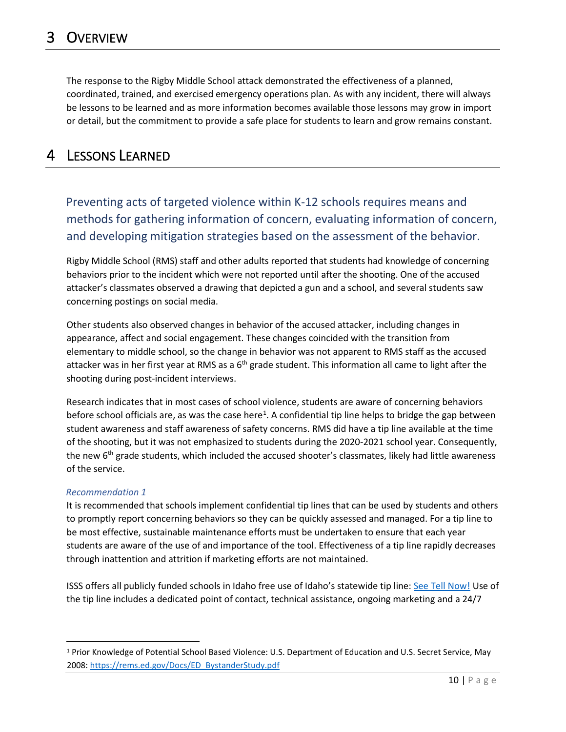# 3 Overview

The response to the Rigby Middle School attack demonstrated the effectiveness of a planned, coordinated, trained, and exercised emergency operations plan. As with any incident, there will always be lessons to be learned and as more information becomes available those lessons may grow in import or detail, but the commitment to provide a safe place for students to learn and grow remains constant.

# 4 Lessons Learned

## Preventing acts of targeted violence within K-12 schools requires means and methods for gathering information of concern, evaluating information of concern, and developing mitigation strategies based on the assessment of the behavior.

Rigby Middle School (RMS) staff and other adults reported that students had knowledge of concerning behaviors prior to the incident which were not reported until after the shooting. One of the accused attacker's classmates observed a drawing that depicted a gun and a school, and several students saw concerning postings on social media.

Other students also observed changes in behavior of the accused attacker, including changes in appearance, affect and social engagement. These changes coincided with the transition from elementary to middle school, so the change in behavior was not apparent to RMS staff as the accused attacker was in her first year at RMS as a 6th grade student. This information all came to light after the shooting during post-incident interviews.

Research indicates that in most cases of school violence, students are aware of concerning behaviors before school officials are, as was the case here[1]. A confidential tip line helps to bridge the gap between student awareness and staff awareness of safety concerns. RMS did have a tip line available at the time of the shooting, but it was not emphasized to students during the 2020-2021 school year. Consequently, the new 6th grade students, which included the accused shooter's classmates, likely had little awareness of the service.

*Recommendation 1*

It is recommended that schools implement confidential tip lines that can be used by students and others to promptly report concerning behaviors so they can be quickly assessed and managed. For a tip line to be most effective, sustainable maintenance efforts must be undertaken to ensure that each year students are aware of the use of and importance of the tool. Effectiveness of a tip line rapidly decreases through inattention and attrition if marketing efforts are not maintained.

ISSS offers all publicly funded schools in Idaho free use of Idaho's statewide tip line: See Tell Now! Use of the tip line includes a dedicated point of contact, technical assistance, ongoing marketing and a 24/7

[1] Prior Knowledge of Potential School Based Violence: U.S. Department of Education and U.S. Secret Service, May 2008: https://rems.ed.gov/Docs/ED_BystanderStudy.pdf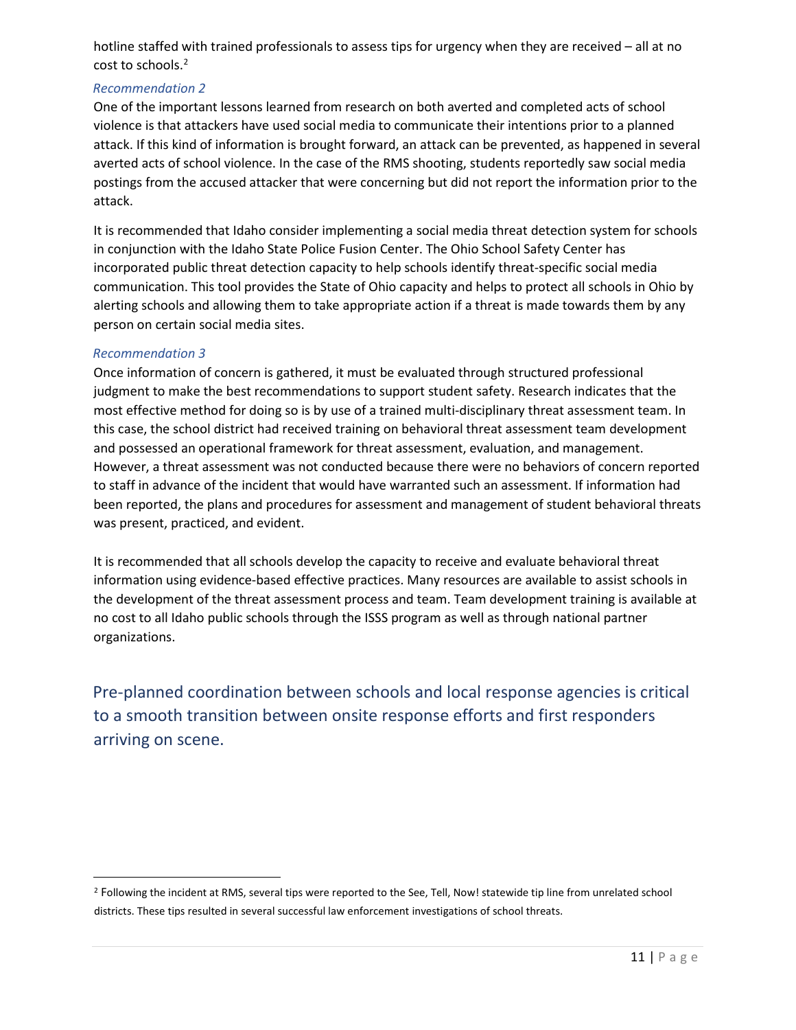hotline staffed with trained professionals to assess tips for urgency when they are received – all at no cost to schools.[2]

### *Recommendation 2*

One of the important lessons learned from research on both averted and completed acts of school violence is that attackers have used social media to communicate their intentions prior to a planned attack. If this kind of information is brought forward, an attack can be prevented, as happened in several averted acts of school violence. In the case of the RMS shooting, students reportedly saw social media postings from the accused attacker that were concerning but did not report the information prior to the attack.

It is recommended that Idaho consider implementing a social media threat detection system for schools in conjunction with the Idaho State Police Fusion Center. The Ohio School Safety Center has incorporated public threat detection capacity to help schools identify threat-specific social media communication. This tool provides the State of Ohio capacity and helps to protect all schools in Ohio by alerting schools and allowing them to take appropriate action if a threat is made towards them by any person on certain social media sites.

### *Recommendation 3*

Once information of concern is gathered, it must be evaluated through structured professional judgment to make the best recommendations to support student safety. Research indicates that the most effective method for doing so is by use of a trained multi-disciplinary threat assessment team. In this case, the school district had received training on behavioral threat assessment team development and possessed an operational framework for threat assessment, evaluation, and management. However, a threat assessment was not conducted because there were no behaviors of concern reported to staff in advance of the incident that would have warranted such an assessment. If information had been reported, the plans and procedures for assessment and management of student behavioral threats was present, practiced, and evident.

It is recommended that all schools develop the capacity to receive and evaluate behavioral threat information using evidence-based effective practices. Many resources are available to assist schools in the development of the threat assessment process and team. Team development training is available at no cost to all Idaho public schools through the ISSS program as well as through national partner organizations.

## Pre-planned coordination between schools and local response agencies is critical to a smooth transition between onsite response efforts and first responders arriving on scene.

[2] Following the incident at RMS, several tips were reported to the See, Tell, Now! statewide tip line from unrelated school districts. These tips resulted in several successful law enforcement investigations of school threats.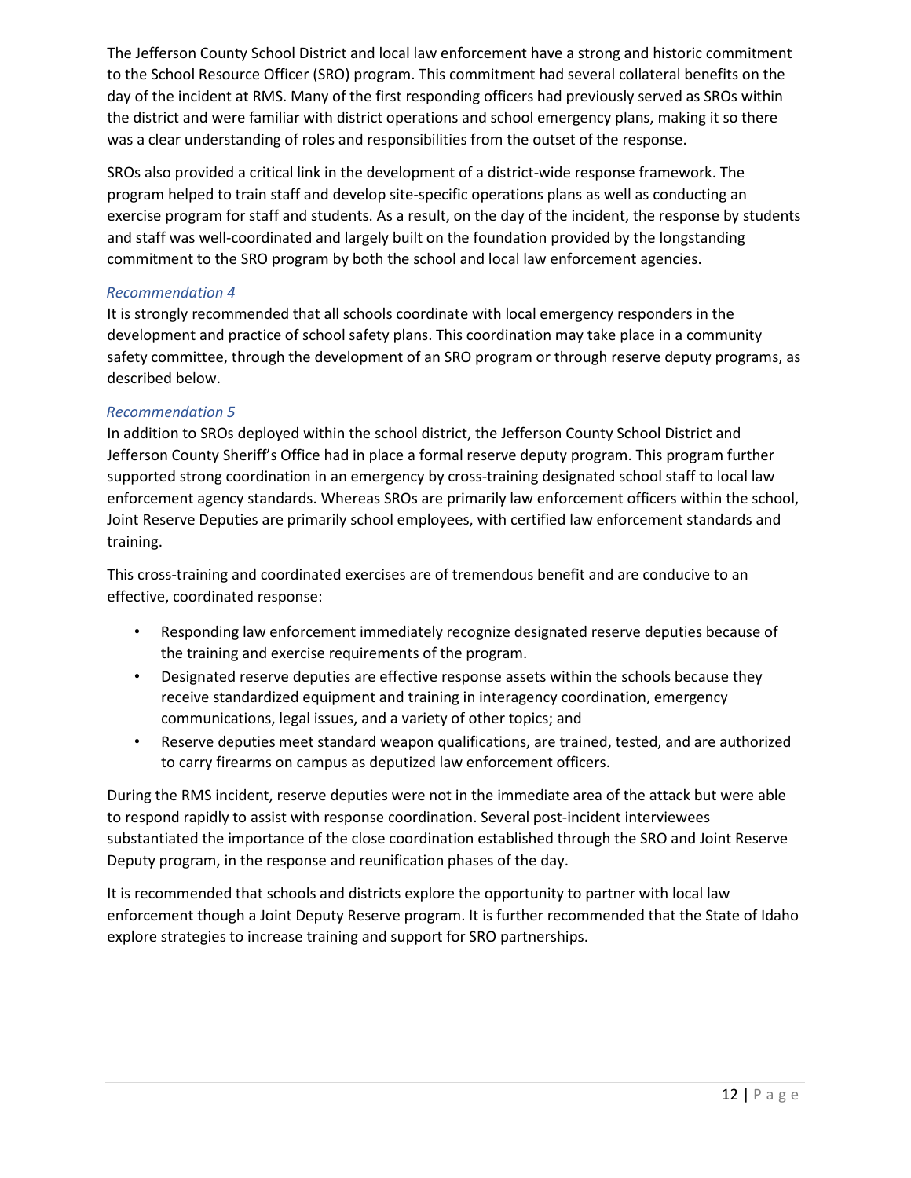The Jefferson County School District and local law enforcement have a strong and historic commitment to the School Resource Officer (SRO) program. This commitment had several collateral benefits on the day of the incident at RMS. Many of the first responding officers had previously served as SROs within the district and were familiar with district operations and school emergency plans, making it so there was a clear understanding of roles and responsibilities from the outset of the response.

SROs also provided a critical link in the development of a district-wide response framework. The program helped to train staff and develop site-specific operations plans as well as conducting an exercise program for staff and students. As a result, on the day of the incident, the response by students and staff was well-coordinated and largely built on the foundation provided by the longstanding commitment to the SRO program by both the school and local law enforcement agencies.

*Recommendation 4*

It is strongly recommended that all schools coordinate with local emergency responders in the development and practice of school safety plans. This coordination may take place in a community safety committee, through the development of an SRO program or through reserve deputy programs, as described below.

*Recommendation 5*

In addition to SROs deployed within the school district, the Jefferson County School District and Jefferson County Sheriff's Office had in place a formal reserve deputy program. This program further supported strong coordination in an emergency by cross-training designated school staff to local law enforcement agency standards. Whereas SROs are primarily law enforcement officers within the school, Joint Reserve Deputies are primarily school employees, with certified law enforcement standards and training.

This cross-training and coordinated exercises are of tremendous benefit and are conducive to an effective, coordinated response:

- Responding law enforcement immediately recognize designated reserve deputies because of the training and exercise requirements of the program.
- Designated reserve deputies are effective response assets within the schools because they receive standardized equipment and training in interagency coordination, emergency communications, legal issues, and a variety of other topics; and
- Reserve deputies meet standard weapon qualifications, are trained, tested, and are authorized to carry firearms on campus as deputized law enforcement officers.

During the RMS incident, reserve deputies were not in the immediate area of the attack but were able to respond rapidly to assist with response coordination. Several post-incident interviewees substantiated the importance of the close coordination established through the SRO and Joint Reserve Deputy program, in the response and reunification phases of the day.

It is recommended that schools and districts explore the opportunity to partner with local law enforcement though a Joint Deputy Reserve program. It is further recommended that the State of Idaho explore strategies to increase training and support for SRO partnerships.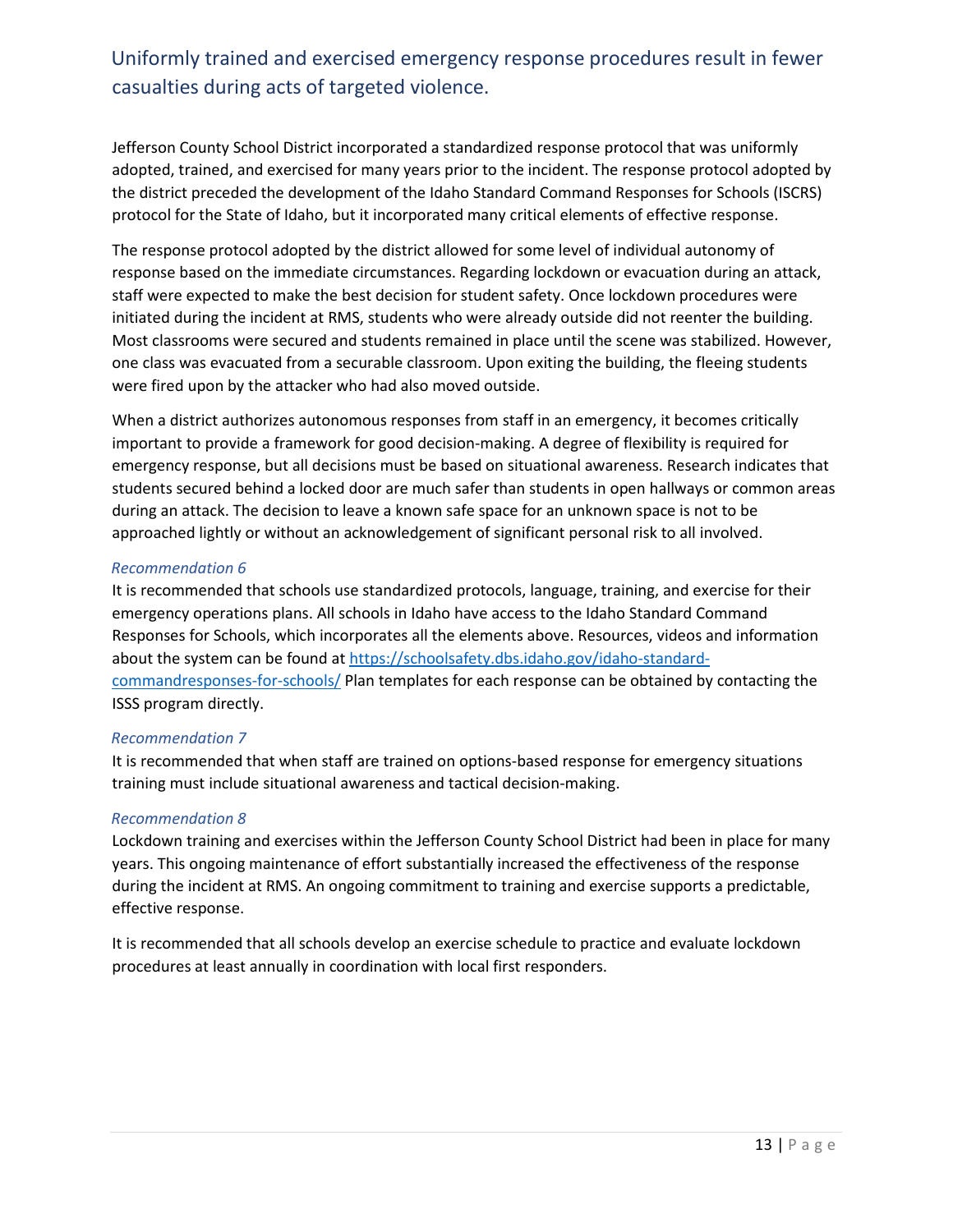## Uniformly trained and exercised emergency response procedures result in fewer casualties during acts of targeted violence.

Jefferson County School District incorporated a standardized response protocol that was uniformly adopted, trained, and exercised for many years prior to the incident. The response protocol adopted by the district preceded the development of the Idaho Standard Command Responses for Schools (ISCRS) protocol for the State of Idaho, but it incorporated many critical elements of effective response.

The response protocol adopted by the district allowed for some level of individual autonomy of response based on the immediate circumstances. Regarding lockdown or evacuation during an attack, staff were expected to make the best decision for student safety. Once lockdown procedures were initiated during the incident at RMS, students who were already outside did not reenter the building. Most classrooms were secured and students remained in place until the scene was stabilized. However, one class was evacuated from a securable classroom. Upon exiting the building, the fleeing students were fired upon by the attacker who had also moved outside.

When a district authorizes autonomous responses from staff in an emergency, it becomes critically important to provide a framework for good decision-making. A degree of flexibility is required for emergency response, but all decisions must be based on situational awareness. Research indicates that students secured behind a locked door are much safer than students in open hallways or common areas during an attack. The decision to leave a known safe space for an unknown space is not to be approached lightly or without an acknowledgement of significant personal risk to all involved.

### *Recommendation 6*

It is recommended that schools use standardized protocols, language, training, and exercise for their emergency operations plans. All schools in Idaho have access to the Idaho Standard Command Responses for Schools, which incorporates all the elements above. Resources, videos and information about the system can be found at https://schoolsafety.dbs.idaho.gov/idaho-standard-commandresponses-for-schools/ Plan templates for each response can be obtained by contacting the ISSS program directly.

### *Recommendation 7*

It is recommended that when staff are trained on options-based response for emergency situations training must include situational awareness and tactical decision-making.

### *Recommendation 8*

Lockdown training and exercises within the Jefferson County School District had been in place for many years. This ongoing maintenance of effort substantially increased the effectiveness of the response during the incident at RMS. An ongoing commitment to training and exercise supports a predictable, effective response.

It is recommended that all schools develop an exercise schedule to practice and evaluate lockdown procedures at least annually in coordination with local first responders.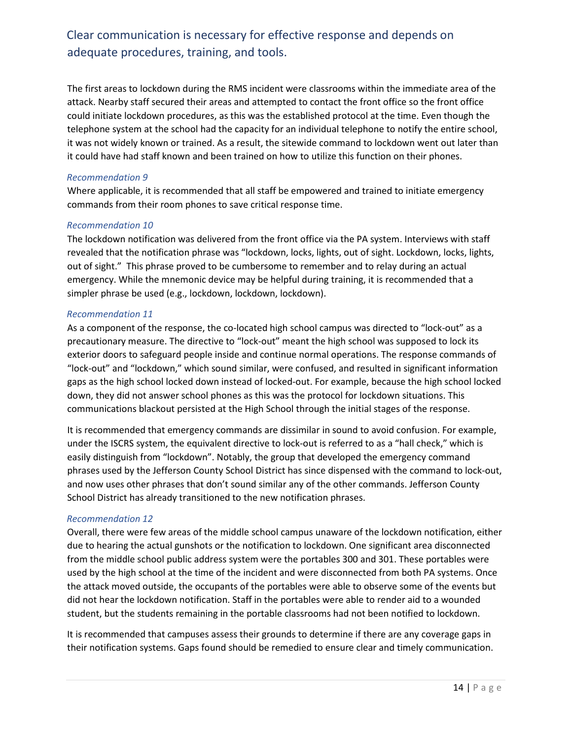## Clear communication is necessary for effective response and depends on adequate procedures, training, and tools.

The first areas to lockdown during the RMS incident were classrooms within the immediate area of the attack. Nearby staff secured their areas and attempted to contact the front office so the front office could initiate lockdown procedures, as this was the established protocol at the time. Even though the telephone system at the school had the capacity for an individual telephone to notify the entire school, it was not widely known or trained. As a result, the sitewide command to lockdown went out later than it could have had staff known and been trained on how to utilize this function on their phones.

### *Recommendation 9*

Where applicable, it is recommended that all staff be empowered and trained to initiate emergency commands from their room phones to save critical response time.

### *Recommendation 10*

The lockdown notification was delivered from the front office via the PA system. Interviews with staff revealed that the notification phrase was "lockdown, locks, lights, out of sight. Lockdown, locks, lights, out of sight." This phrase proved to be cumbersome to remember and to relay during an actual emergency. While the mnemonic device may be helpful during training, it is recommended that a simpler phrase be used (e.g., lockdown, lockdown, lockdown).

### *Recommendation 11*

As a component of the response, the co-located high school campus was directed to "lock-out" as a precautionary measure. The directive to "lock-out" meant the high school was supposed to lock its exterior doors to safeguard people inside and continue normal operations. The response commands of "lock-out" and "lockdown," which sound similar, were confused, and resulted in significant information gaps as the high school locked down instead of locked-out. For example, because the high school locked down, they did not answer school phones as this was the protocol for lockdown situations. This communications blackout persisted at the High School through the initial stages of the response.

It is recommended that emergency commands are dissimilar in sound to avoid confusion. For example, under the ISCRS system, the equivalent directive to lock-out is referred to as a "hall check," which is easily distinguish from "lockdown". Notably, the group that developed the emergency command phrases used by the Jefferson County School District has since dispensed with the command to lock-out, and now uses other phrases that don't sound similar any of the other commands. Jefferson County School District has already transitioned to the new notification phrases.

### *Recommendation 12*

Overall, there were few areas of the middle school campus unaware of the lockdown notification, either due to hearing the actual gunshots or the notification to lockdown. One significant area disconnected from the middle school public address system were the portables 300 and 301. These portables were used by the high school at the time of the incident and were disconnected from both PA systems. Once the attack moved outside, the occupants of the portables were able to observe some of the events but did not hear the lockdown notification. Staff in the portables were able to render aid to a wounded student, but the students remaining in the portable classrooms had not been notified to lockdown.

It is recommended that campuses assess their grounds to determine if there are any coverage gaps in their notification systems. Gaps found should be remedied to ensure clear and timely communication.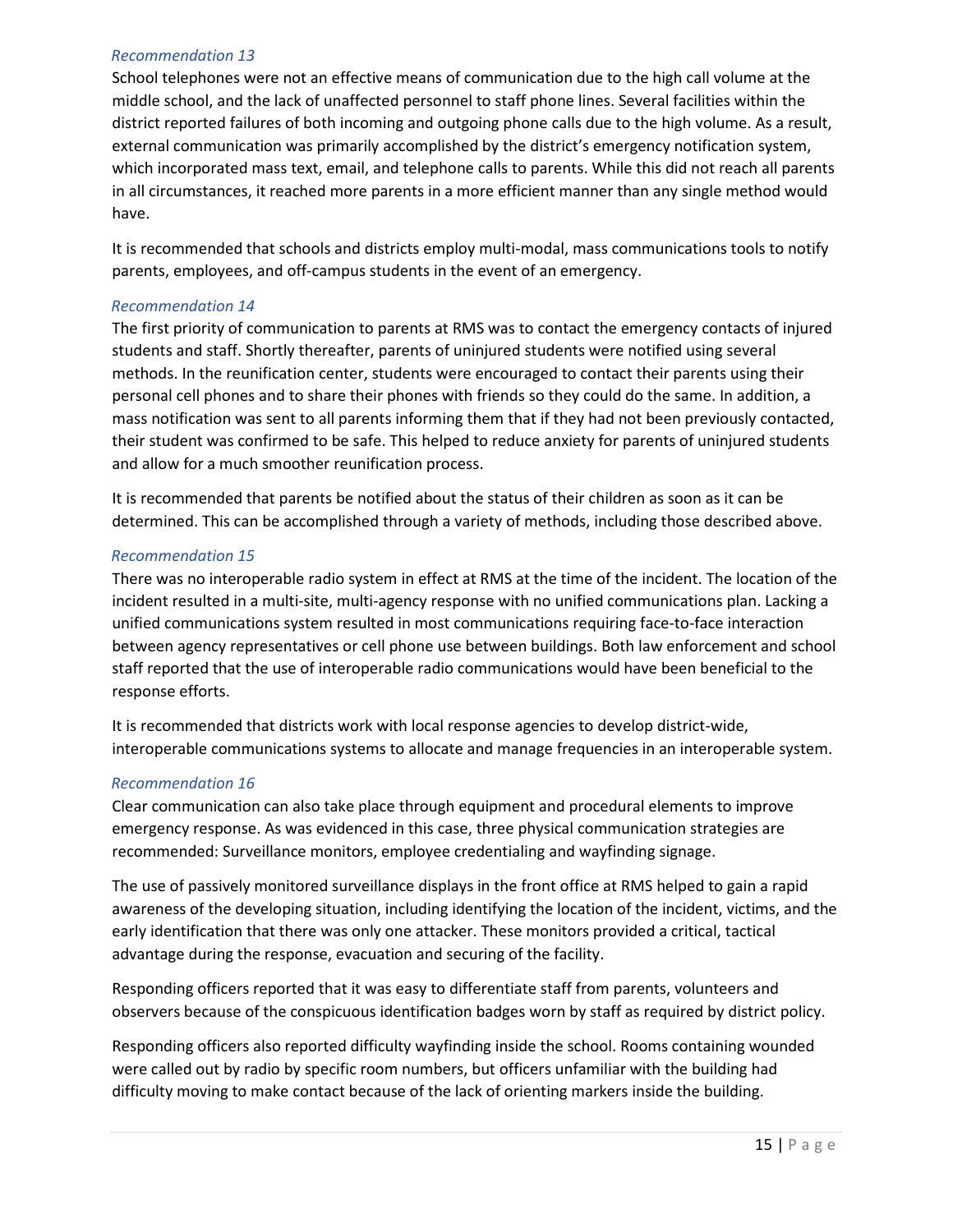### *Recommendation 13*

School telephones were not an effective means of communication due to the high call volume at the middle school, and the lack of unaffected personnel to staff phone lines. Several facilities within the district reported failures of both incoming and outgoing phone calls due to the high volume. As a result, external communication was primarily accomplished by the district's emergency notification system, which incorporated mass text, email, and telephone calls to parents. While this did not reach all parents in all circumstances, it reached more parents in a more efficient manner than any single method would have.

It is recommended that schools and districts employ multi-modal, mass communications tools to notify parents, employees, and off-campus students in the event of an emergency.

### *Recommendation 14*

The first priority of communication to parents at RMS was to contact the emergency contacts of injured students and staff. Shortly thereafter, parents of uninjured students were notified using several methods. In the reunification center, students were encouraged to contact their parents using their personal cell phones and to share their phones with friends so they could do the same. In addition, a mass notification was sent to all parents informing them that if they had not been previously contacted, their student was confirmed to be safe. This helped to reduce anxiety for parents of uninjured students and allow for a much smoother reunification process.

It is recommended that parents be notified about the status of their children as soon as it can be determined. This can be accomplished through a variety of methods, including those described above.

### *Recommendation 15*

There was no interoperable radio system in effect at RMS at the time of the incident. The location of the incident resulted in a multi-site, multi-agency response with no unified communications plan. Lacking a unified communications system resulted in most communications requiring face-to-face interaction between agency representatives or cell phone use between buildings. Both law enforcement and school staff reported that the use of interoperable radio communications would have been beneficial to the response efforts.

It is recommended that districts work with local response agencies to develop district-wide, interoperable communications systems to allocate and manage frequencies in an interoperable system.

### *Recommendation 16*

Clear communication can also take place through equipment and procedural elements to improve emergency response. As was evidenced in this case, three physical communication strategies are recommended: Surveillance monitors, employee credentialing and wayfinding signage.

The use of passively monitored surveillance displays in the front office at RMS helped to gain a rapid awareness of the developing situation, including identifying the location of the incident, victims, and the early identification that there was only one attacker. These monitors provided a critical, tactical advantage during the response, evacuation and securing of the facility.

Responding officers reported that it was easy to differentiate staff from parents, volunteers and observers because of the conspicuous identification badges worn by staff as required by district policy.

Responding officers also reported difficulty wayfinding inside the school. Rooms containing wounded were called out by radio by specific room numbers, but officers unfamiliar with the building had difficulty moving to make contact because of the lack of orienting markers inside the building.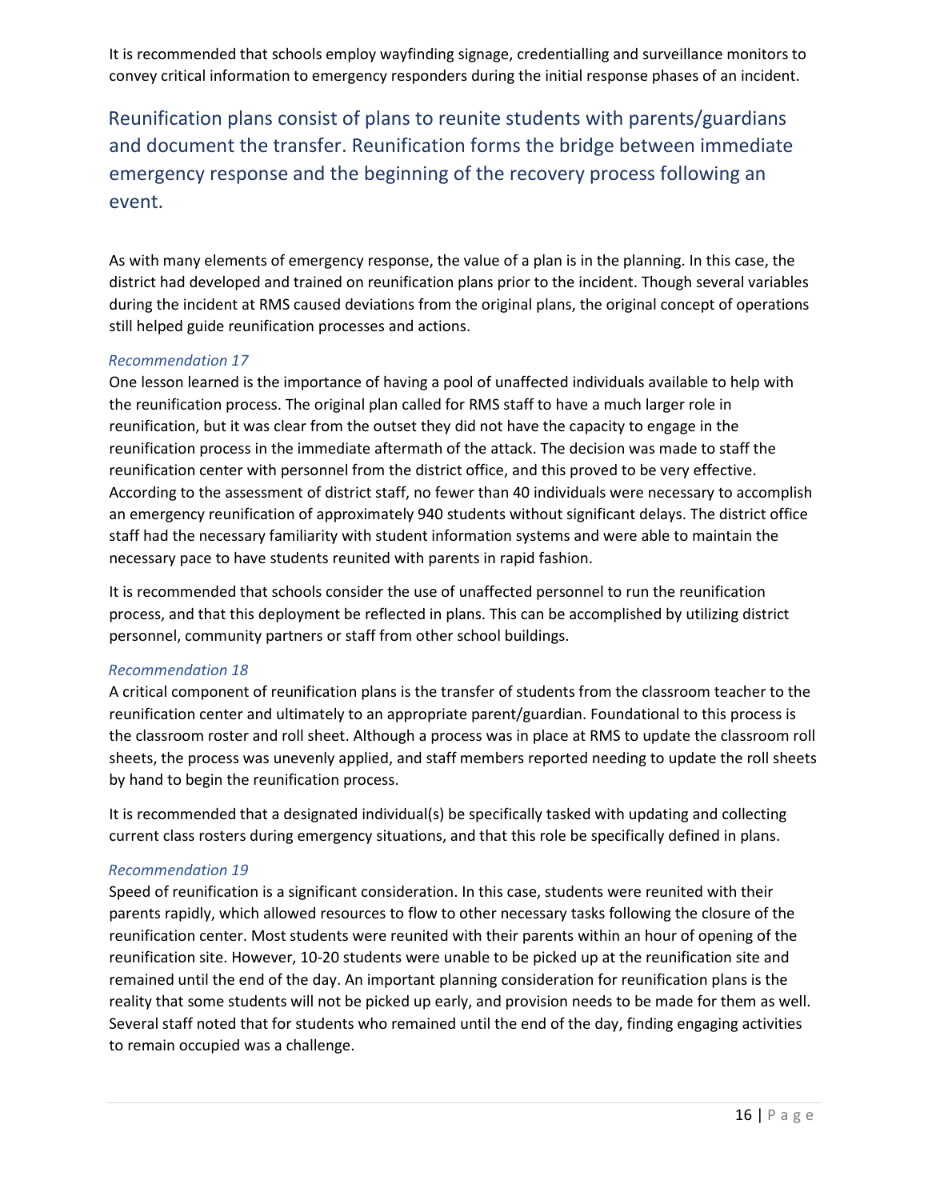It is recommended that schools employ wayfinding signage, credentialling and surveillance monitors to convey critical information to emergency responders during the initial response phases of an incident.

## Reunification plans consist of plans to reunite students with parents/guardians and document the transfer. Reunification forms the bridge between immediate emergency response and the beginning of the recovery process following an event.

As with many elements of emergency response, the value of a plan is in the planning. In this case, the district had developed and trained on reunification plans prior to the incident. Though several variables during the incident at RMS caused deviations from the original plans, the original concept of operations still helped guide reunification processes and actions.

### *Recommendation 17*

One lesson learned is the importance of having a pool of unaffected individuals available to help with the reunification process. The original plan called for RMS staff to have a much larger role in reunification, but it was clear from the outset they did not have the capacity to engage in the reunification process in the immediate aftermath of the attack. The decision was made to staff the reunification center with personnel from the district office, and this proved to be very effective. According to the assessment of district staff, no fewer than 40 individuals were necessary to accomplish an emergency reunification of approximately 940 students without significant delays. The district office staff had the necessary familiarity with student information systems and were able to maintain the necessary pace to have students reunited with parents in rapid fashion.

It is recommended that schools consider the use of unaffected personnel to run the reunification process, and that this deployment be reflected in plans. This can be accomplished by utilizing district personnel, community partners or staff from other school buildings.

### *Recommendation 18*

A critical component of reunification plans is the transfer of students from the classroom teacher to the reunification center and ultimately to an appropriate parent/guardian. Foundational to this process is the classroom roster and roll sheet. Although a process was in place at RMS to update the classroom roll sheets, the process was unevenly applied, and staff members reported needing to update the roll sheets by hand to begin the reunification process.

It is recommended that a designated individual(s) be specifically tasked with updating and collecting current class rosters during emergency situations, and that this role be specifically defined in plans.

### *Recommendation 19*

Speed of reunification is a significant consideration. In this case, students were reunited with their parents rapidly, which allowed resources to flow to other necessary tasks following the closure of the reunification center. Most students were reunited with their parents within an hour of opening of the reunification site. However, 10-20 students were unable to be picked up at the reunification site and remained until the end of the day. An important planning consideration for reunification plans is the reality that some students will not be picked up early, and provision needs to be made for them as well. Several staff noted that for students who remained until the end of the day, finding engaging activities to remain occupied was a challenge.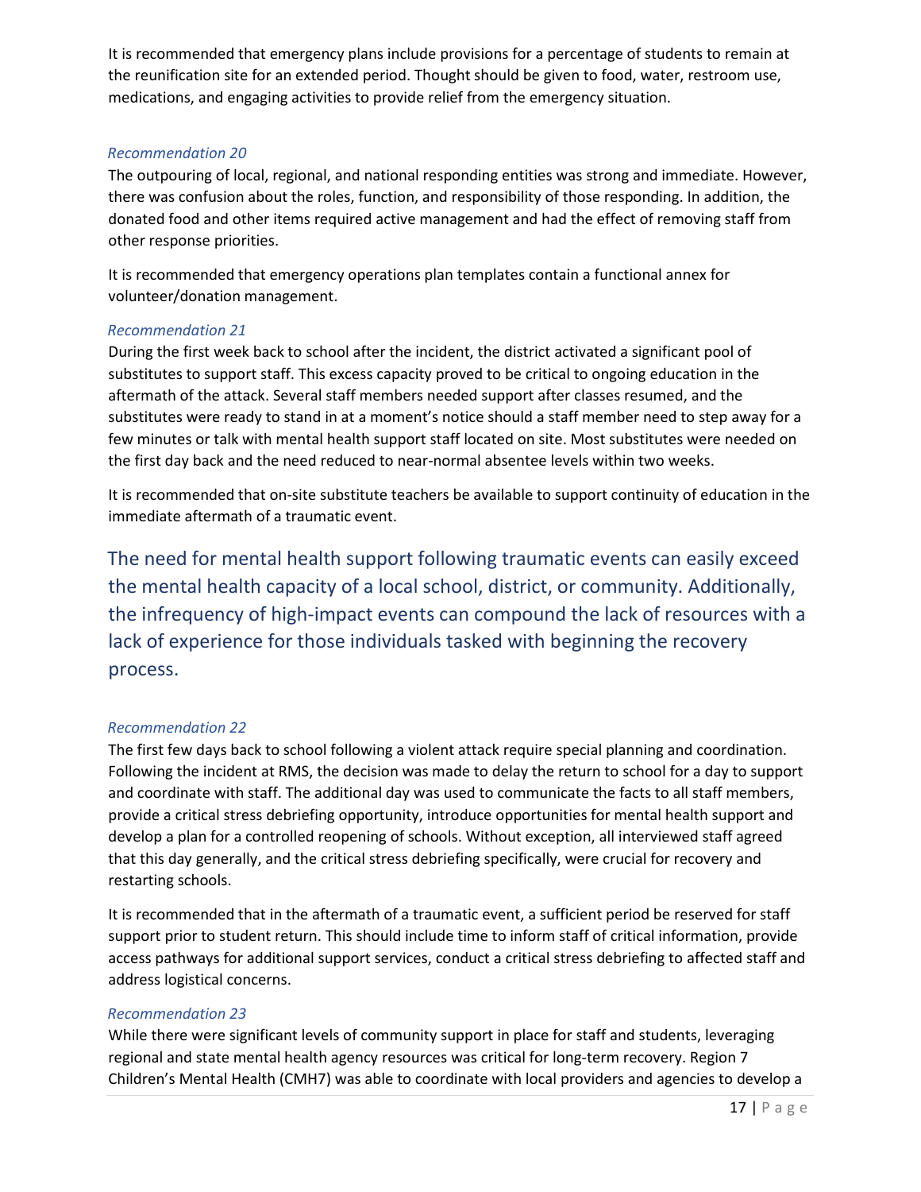It is recommended that emergency plans include provisions for a percentage of students to remain at the reunification site for an extended period. Thought should be given to food, water, restroom use, medications, and engaging activities to provide relief from the emergency situation.

*Recommendation 20*

The outpouring of local, regional, and national responding entities was strong and immediate. However, there was confusion about the roles, function, and responsibility of those responding. In addition, the donated food and other items required active management and had the effect of removing staff from other response priorities.

It is recommended that emergency operations plan templates contain a functional annex for volunteer/donation management.

*Recommendation 21*

During the first week back to school after the incident, the district activated a significant pool of substitutes to support staff. This excess capacity proved to be critical to ongoing education in the aftermath of the attack. Several staff members needed support after classes resumed, and the substitutes were ready to stand in at a moment's notice should a staff member need to step away for a few minutes or talk with mental health support staff located on site. Most substitutes were needed on the first day back and the need reduced to near-normal absentee levels within two weeks.

It is recommended that on-site substitute teachers be available to support continuity of education in the immediate aftermath of a traumatic event.

> The need for mental health support following traumatic events can easily exceed the mental health capacity of a local school, district, or community. Additionally, the infrequency of high-impact events can compound the lack of resources with a lack of experience for those individuals tasked with beginning the recovery process.

*Recommendation 22*

The first few days back to school following a violent attack require special planning and coordination. Following the incident at RMS, the decision was made to delay the return to school for a day to support and coordinate with staff. The additional day was used to communicate the facts to all staff members, provide a critical stress debriefing opportunity, introduce opportunities for mental health support and develop a plan for a controlled reopening of schools. Without exception, all interviewed staff agreed that this day generally, and the critical stress debriefing specifically, were crucial for recovery and restarting schools.

It is recommended that in the aftermath of a traumatic event, a sufficient period be reserved for staff support prior to student return. This should include time to inform staff of critical information, provide access pathways for additional support services, conduct a critical stress debriefing to affected staff and address logistical concerns.

*Recommendation 23*

While there were significant levels of community support in place for staff and students, leveraging regional and state mental health agency resources was critical for long-term recovery. Region 7 Children's Mental Health (CMH7) was able to coordinate with local providers and agencies to develop a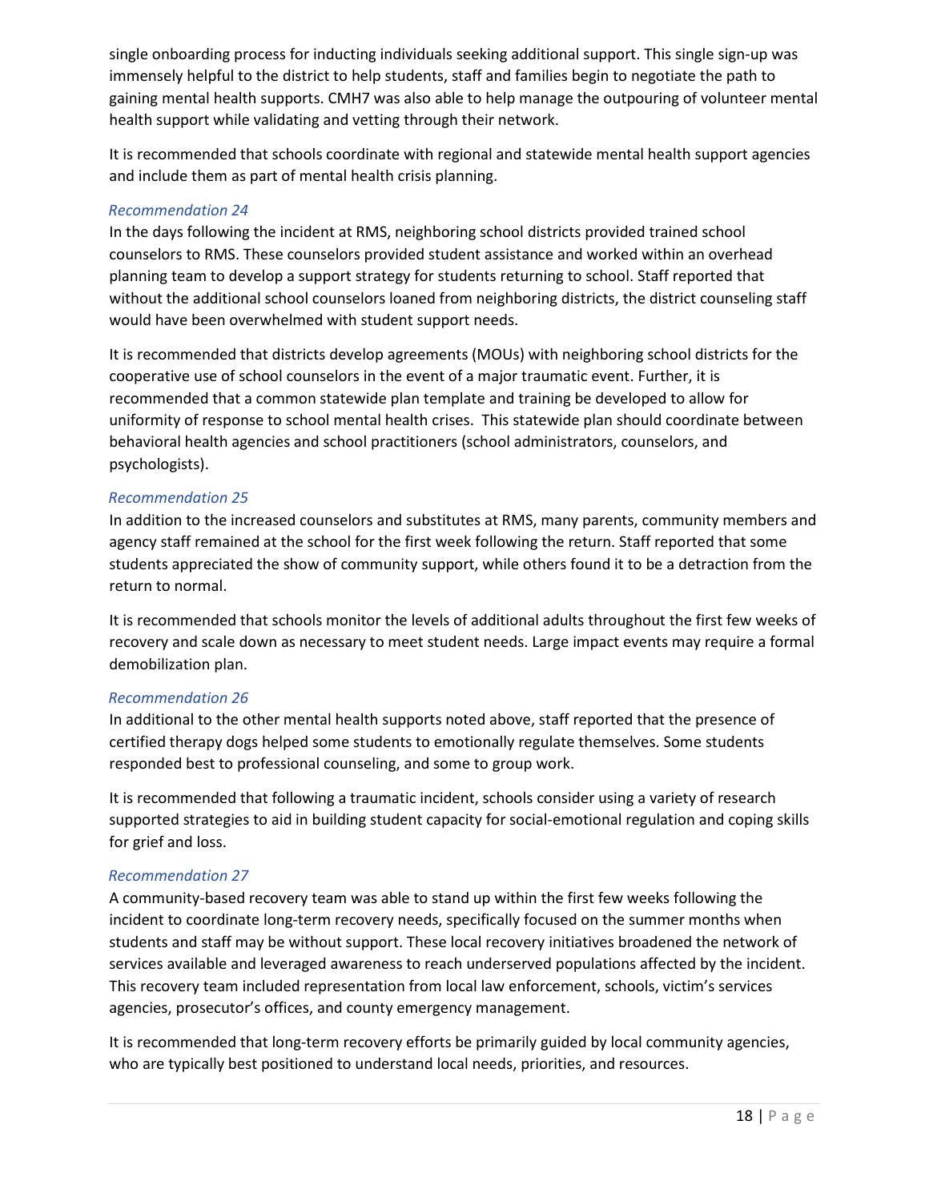single onboarding process for inducting individuals seeking additional support. This single sign-up was immensely helpful to the district to help students, staff and families begin to negotiate the path to gaining mental health supports. CMH7 was also able to help manage the outpouring of volunteer mental health support while validating and vetting through their network.

It is recommended that schools coordinate with regional and statewide mental health support agencies and include them as part of mental health crisis planning.

### *Recommendation 24*

In the days following the incident at RMS, neighboring school districts provided trained school counselors to RMS. These counselors provided student assistance and worked within an overhead planning team to develop a support strategy for students returning to school. Staff reported that without the additional school counselors loaned from neighboring districts, the district counseling staff would have been overwhelmed with student support needs.

It is recommended that districts develop agreements (MOUs) with neighboring school districts for the cooperative use of school counselors in the event of a major traumatic event. Further, it is recommended that a common statewide plan template and training be developed to allow for uniformity of response to school mental health crises. This statewide plan should coordinate between behavioral health agencies and school practitioners (school administrators, counselors, and psychologists).

### *Recommendation 25*

In addition to the increased counselors and substitutes at RMS, many parents, community members and agency staff remained at the school for the first week following the return. Staff reported that some students appreciated the show of community support, while others found it to be a detraction from the return to normal.

It is recommended that schools monitor the levels of additional adults throughout the first few weeks of recovery and scale down as necessary to meet student needs. Large impact events may require a formal demobilization plan.

### *Recommendation 26*

In additional to the other mental health supports noted above, staff reported that the presence of certified therapy dogs helped some students to emotionally regulate themselves. Some students responded best to professional counseling, and some to group work.

It is recommended that following a traumatic incident, schools consider using a variety of research supported strategies to aid in building student capacity for social-emotional regulation and coping skills for grief and loss.

### *Recommendation 27*

A community-based recovery team was able to stand up within the first few weeks following the incident to coordinate long-term recovery needs, specifically focused on the summer months when students and staff may be without support. These local recovery initiatives broadened the network of services available and leveraged awareness to reach underserved populations affected by the incident. This recovery team included representation from local law enforcement, schools, victim's services agencies, prosecutor's offices, and county emergency management.

It is recommended that long-term recovery efforts be primarily guided by local community agencies, who are typically best positioned to understand local needs, priorities, and resources.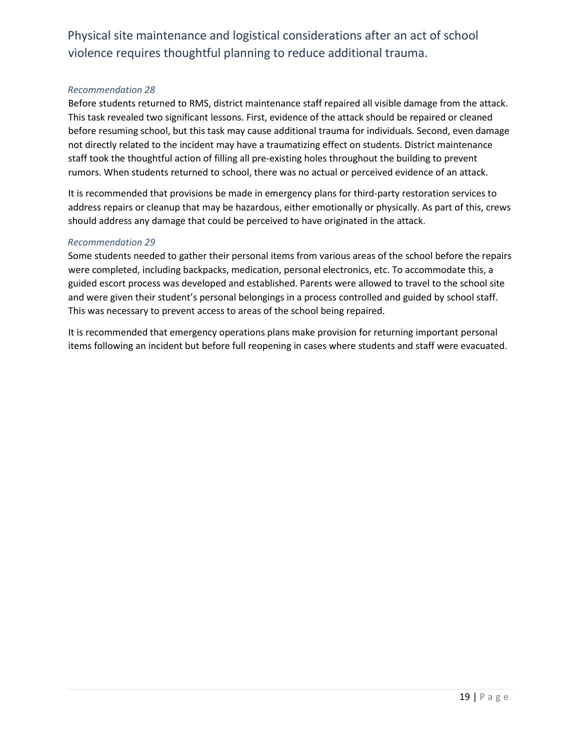## Physical site maintenance and logistical considerations after an act of school violence requires thoughtful planning to reduce additional trauma.

### *Recommendation 28*

Before students returned to RMS, district maintenance staff repaired all visible damage from the attack. This task revealed two significant lessons. First, evidence of the attack should be repaired or cleaned before resuming school, but this task may cause additional trauma for individuals. Second, even damage not directly related to the incident may have a traumatizing effect on students. District maintenance staff took the thoughtful action of filling all pre-existing holes throughout the building to prevent rumors. When students returned to school, there was no actual or perceived evidence of an attack.

It is recommended that provisions be made in emergency plans for third-party restoration services to address repairs or cleanup that may be hazardous, either emotionally or physically. As part of this, crews should address any damage that could be perceived to have originated in the attack.

### *Recommendation 29*

Some students needed to gather their personal items from various areas of the school before the repairs were completed, including backpacks, medication, personal electronics, etc. To accommodate this, a guided escort process was developed and established. Parents were allowed to travel to the school site and were given their student's personal belongings in a process controlled and guided by school staff. This was necessary to prevent access to areas of the school being repaired.

It is recommended that emergency operations plans make provision for returning important personal items following an incident but before full reopening in cases where students and staff were evacuated.